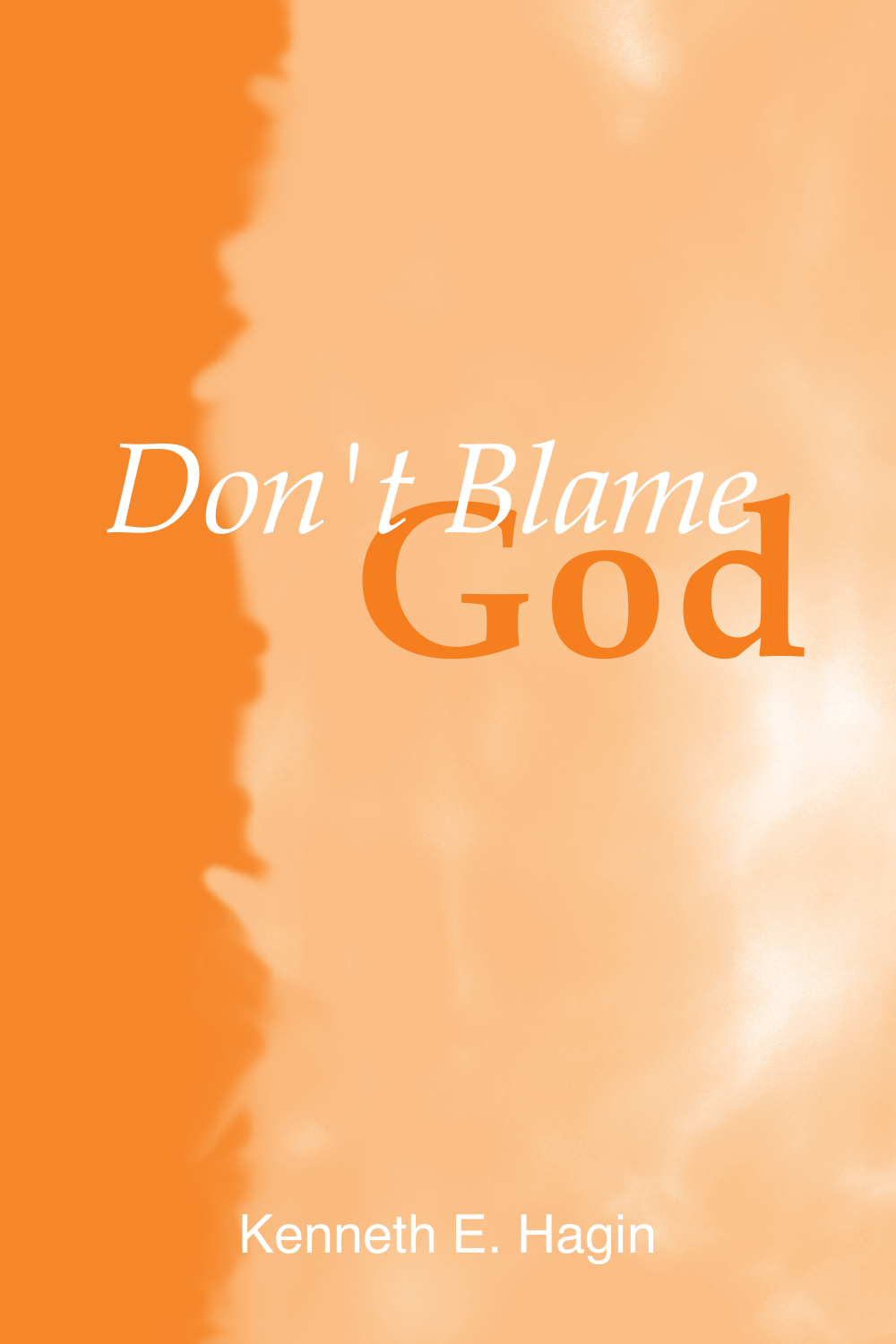# *Don't Blame* God

Kenneth E. Hagin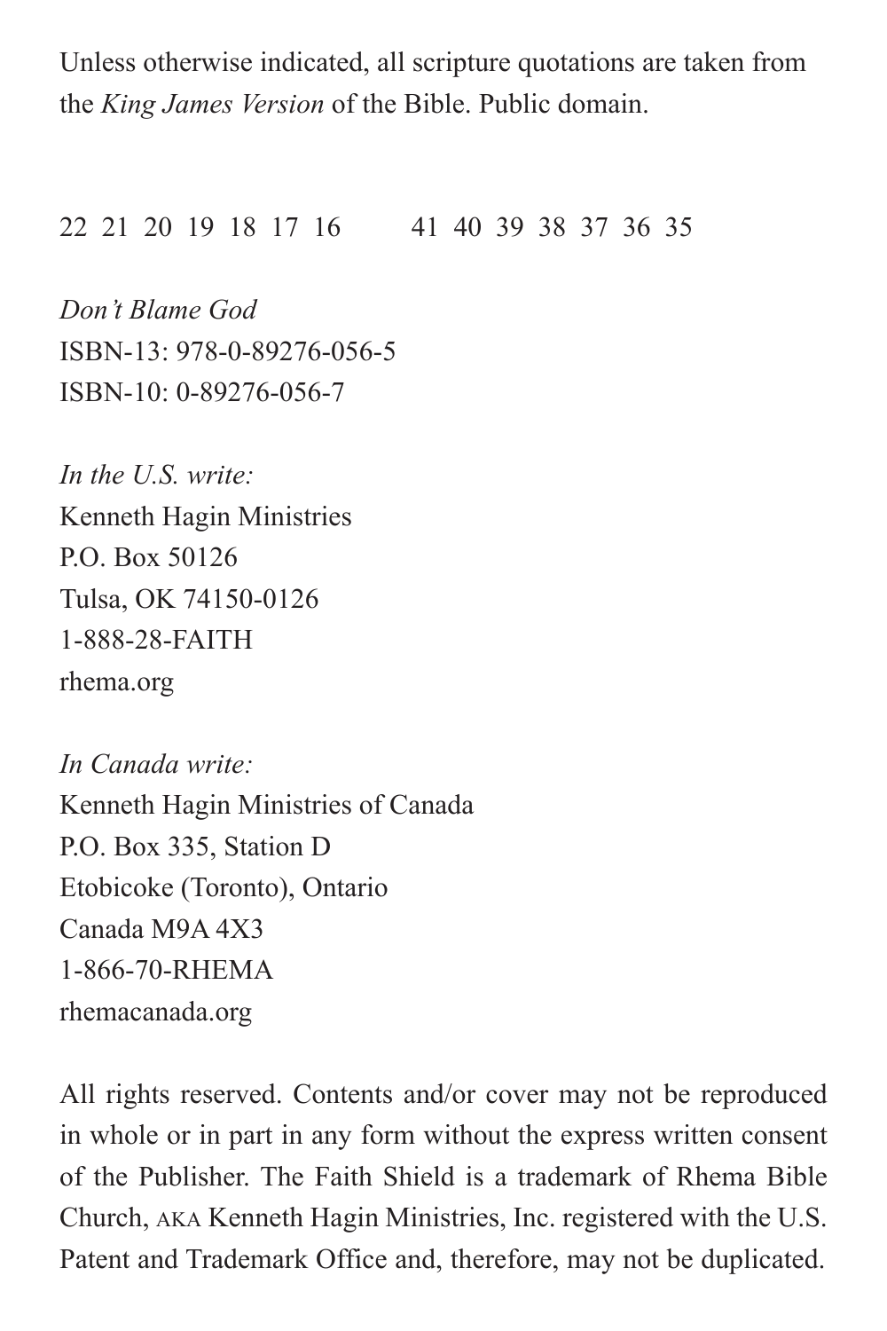Unless otherwise indicated, all scripture quotations are taken from the *King James Version* of the Bible. Public domain.

22 21 20 19 18 17 16 &nbsp;&nbsp;&nbsp;&nbsp;&nbsp;&nbsp; 41 40 39 38 37 36 35

*Don't Blame God*
ISBN-13: 978-0-89276-056-5
ISBN-10: 0-89276-056-7

*In the U.S. write:*
Kenneth Hagin Ministries
P.O. Box 50126
Tulsa, OK 74150-0126
1-888-28-FAITH
rhema.org

*In Canada write:*
Kenneth Hagin Ministries of Canada
P.O. Box 335, Station D
Etobicoke (Toronto), Ontario
Canada M9A 4X3
1-866-70-RHEMA
rhemacanada.org

All rights reserved. Contents and/or cover may not be reproduced in whole or in part in any form without the express written consent of the Publisher. The Faith Shield is a trademark of Rhema Bible Church, AKA Kenneth Hagin Ministries, Inc. registered with the U.S. Patent and Trademark Office and, therefore, may not be duplicated.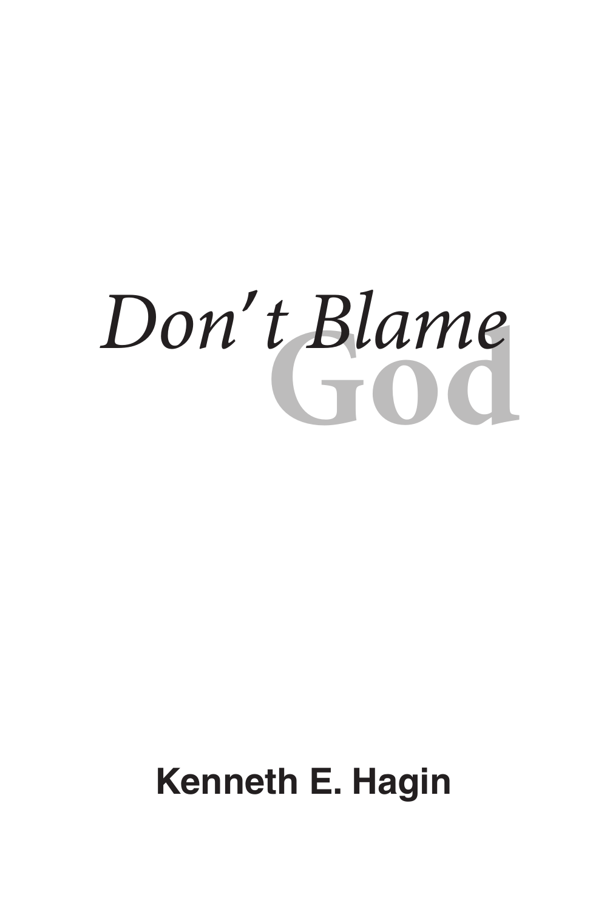# *Don't Blame* God

**Kenneth E. Hagin**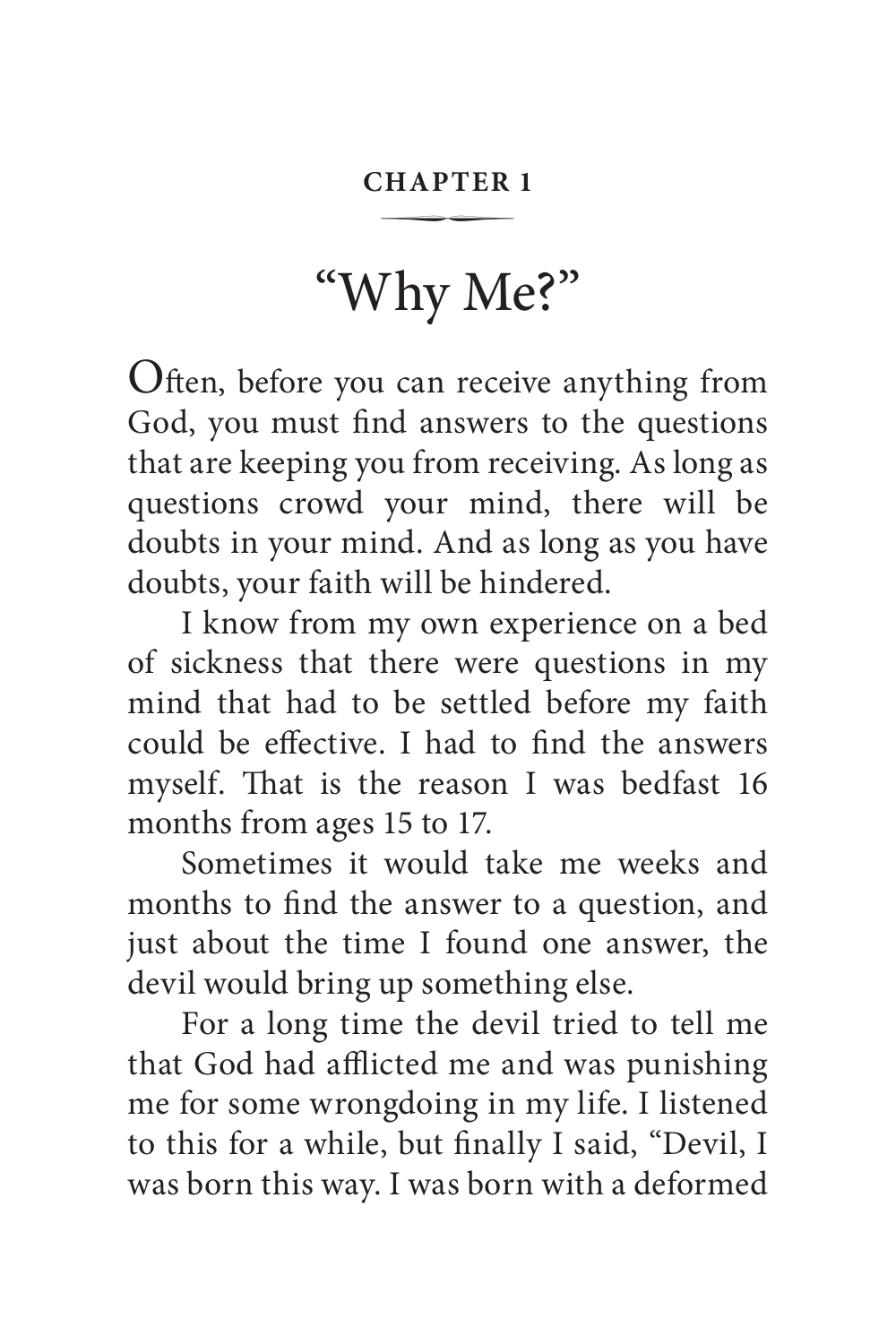**CHAPTER 1**

# "Why Me?"

Often, before you can receive anything from God, you must find answers to the questions that are keeping you from receiving. As long as questions crowd your mind, there will be doubts in your mind. And as long as you have doubts, your faith will be hindered.

I know from my own experience on a bed of sickness that there were questions in my mind that had to be settled before my faith could be effective. I had to find the answers myself. That is the reason I was bedfast 16 months from ages 15 to 17.

Sometimes it would take me weeks and months to find the answer to a question, and just about the time I found one answer, the devil would bring up something else.

For a long time the devil tried to tell me that God had afflicted me and was punishing me for some wrongdoing in my life. I listened to this for a while, but finally I said, "Devil, I was born this way. I was born with a deformed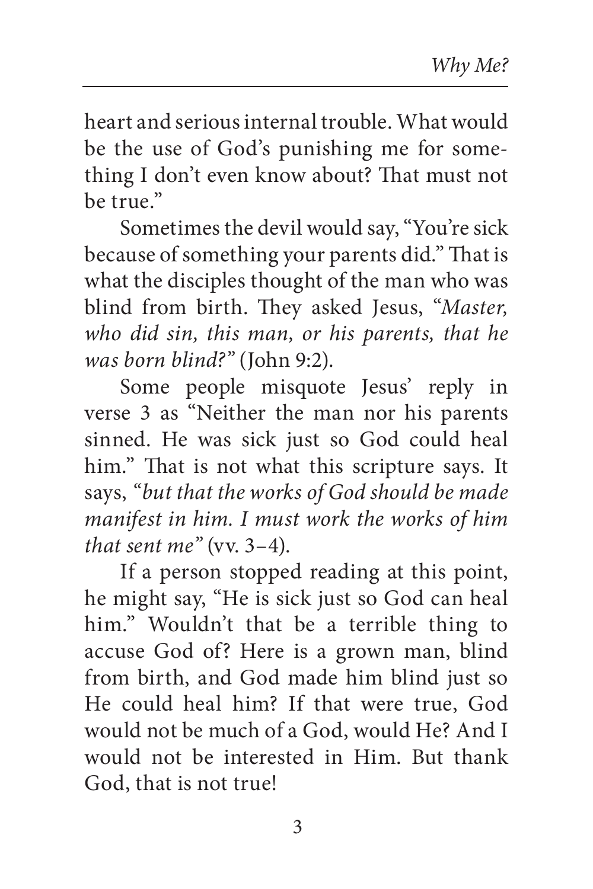heart and serious internal trouble. What would be the use of God's punishing me for something I don't even know about? That must not be true."

Sometimes the devil would say, "You're sick because of something your parents did." That is what the disciples thought of the man who was blind from birth. They asked Jesus, "*Master, who did sin, this man, or his parents, that he was born blind?*" (John 9:2).

Some people misquote Jesus' reply in verse 3 as "Neither the man nor his parents sinned. He was sick just so God could heal him." That is not what this scripture says. It says, "*but that the works of God should be made manifest in him. I must work the works of him that sent me*" (vv. 3–4).

If a person stopped reading at this point, he might say, "He is sick just so God can heal him." Wouldn't that be a terrible thing to accuse God of? Here is a grown man, blind from birth, and God made him blind just so He could heal him? If that were true, God would not be much of a God, would He? And I would not be interested in Him. But thank God, that is not true!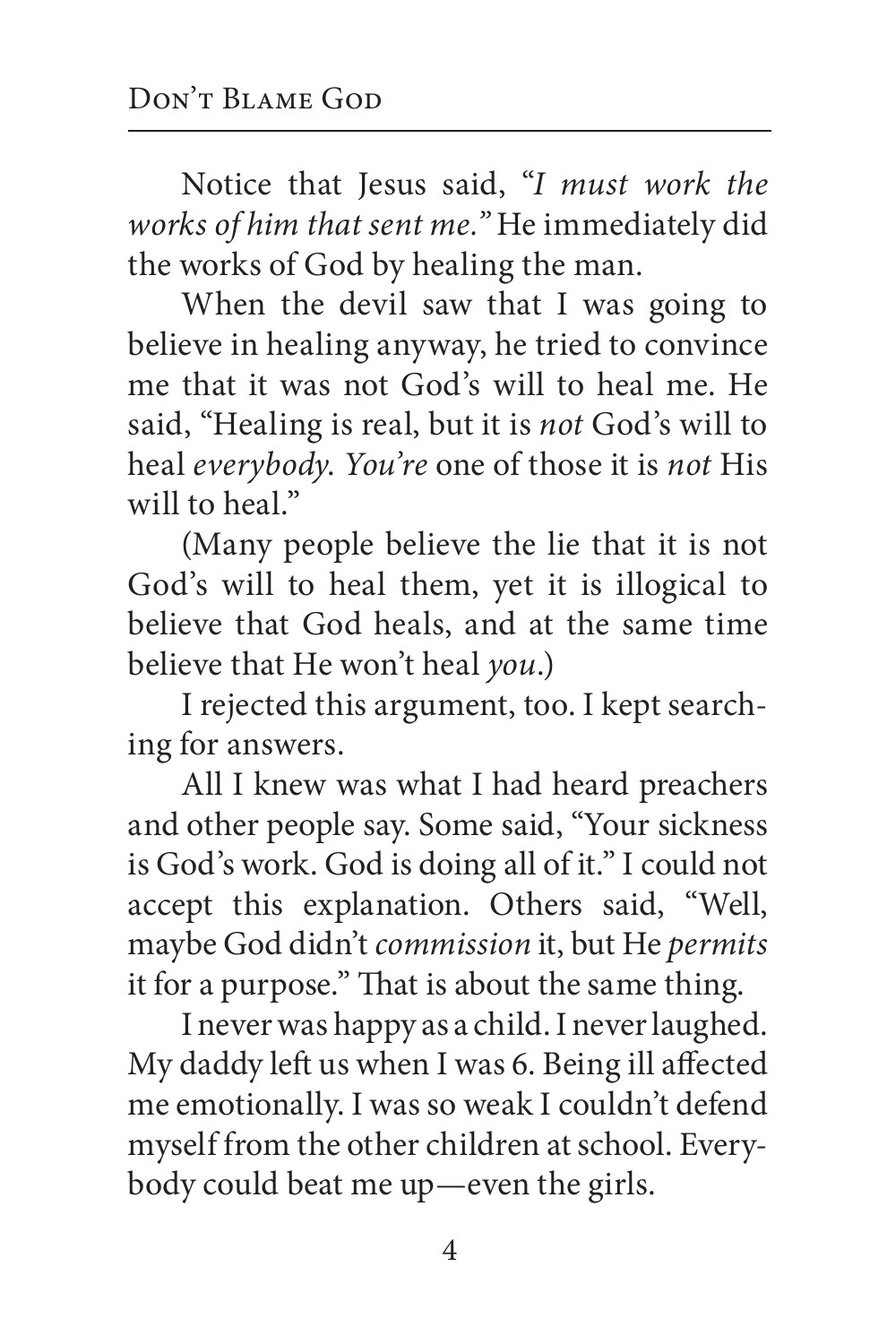Notice that Jesus said, "*I must work the works of him that sent me.*" He immediately did the works of God by healing the man.

When the devil saw that I was going to believe in healing anyway, he tried to convince me that it was not God's will to heal me. He said, "Healing is real, but it is *not* God's will to heal *everybody. You're* one of those it is *not* His will to heal."

(Many people believe the lie that it is not God's will to heal them, yet it is illogical to believe that God heals, and at the same time believe that He won't heal *you*.)

I rejected this argument, too. I kept searching for answers.

All I knew was what I had heard preachers and other people say. Some said, "Your sickness is God's work. God is doing all of it." I could not accept this explanation. Others said, "Well, maybe God didn't *commission* it, but He *permits* it for a purpose." That is about the same thing.

I never was happy as a child. I never laughed. My daddy left us when I was 6. Being ill affected me emotionally. I was so weak I couldn't defend myself from the other children at school. Everybody could beat me up—even the girls.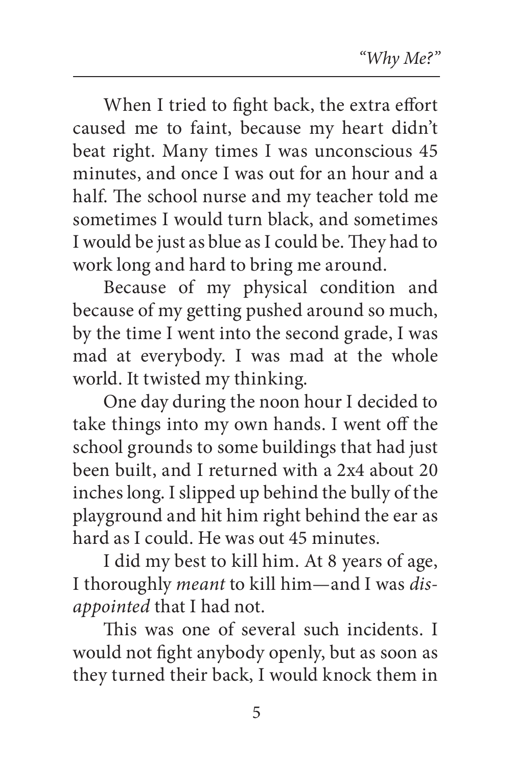When I tried to fight back, the extra effort caused me to faint, because my heart didn't beat right. Many times I was unconscious 45 minutes, and once I was out for an hour and a half. The school nurse and my teacher told me sometimes I would turn black, and sometimes I would be just as blue as I could be. They had to work long and hard to bring me around.

Because of my physical condition and because of my getting pushed around so much, by the time I went into the second grade, I was mad at everybody. I was mad at the whole world. It twisted my thinking.

One day during the noon hour I decided to take things into my own hands. I went off the school grounds to some buildings that had just been built, and I returned with a 2x4 about 20 inches long. I slipped up behind the bully of the playground and hit him right behind the ear as hard as I could. He was out 45 minutes.

I did my best to kill him. At 8 years of age, I thoroughly *meant* to kill him—and I was *disappointed* that I had not.

This was one of several such incidents. I would not fight anybody openly, but as soon as they turned their back, I would knock them in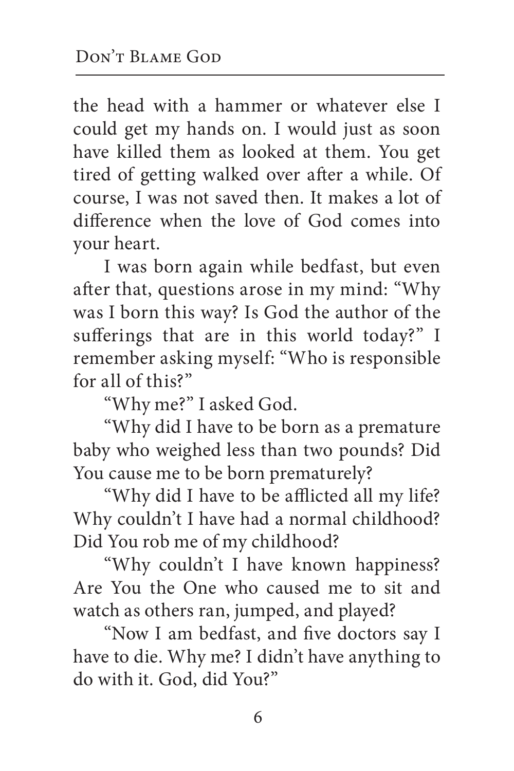the head with a hammer or whatever else I could get my hands on. I would just as soon have killed them as looked at them. You get tired of getting walked over after a while. Of course, I was not saved then. It makes a lot of difference when the love of God comes into your heart.

I was born again while bedfast, but even after that, questions arose in my mind: "Why was I born this way? Is God the author of the sufferings that are in this world today?" I remember asking myself: "Who is responsible for all of this?"

"Why me?" I asked God.

"Why did I have to be born as a premature baby who weighed less than two pounds? Did You cause me to be born prematurely?

"Why did I have to be afflicted all my life? Why couldn't I have had a normal childhood? Did You rob me of my childhood?

"Why couldn't I have known happiness? Are You the One who caused me to sit and watch as others ran, jumped, and played?

"Now I am bedfast, and five doctors say I have to die. Why me? I didn't have anything to do with it. God, did You?"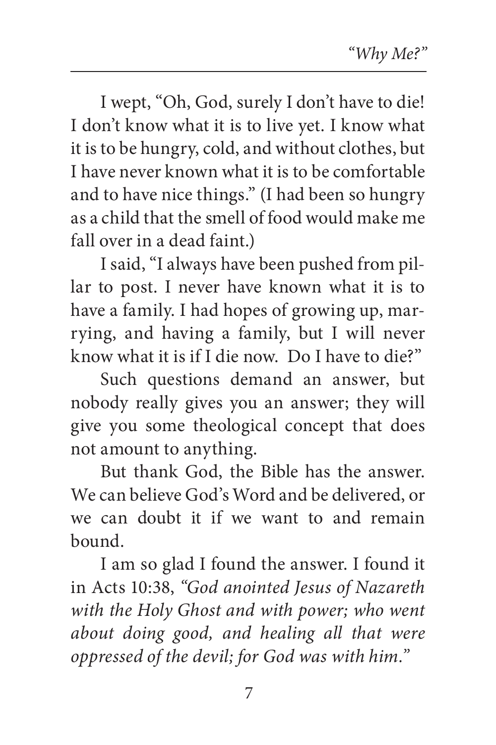I wept, "Oh, God, surely I don't have to die! I don't know what it is to live yet. I know what it is to be hungry, cold, and without clothes, but I have never known what it is to be comfortable and to have nice things." (I had been so hungry as a child that the smell of food would make me fall over in a dead faint.)

I said, "I always have been pushed from pillar to post. I never have known what it is to have a family. I had hopes of growing up, marrying, and having a family, but I will never know what it is if I die now. Do I have to die?"

Such questions demand an answer, but nobody really gives you an answer; they will give you some theological concept that does not amount to anything.

But thank God, the Bible has the answer. We can believe God's Word and be delivered, or we can doubt it if we want to and remain bound.

I am so glad I found the answer. I found it in Acts 10:38, *"God anointed Jesus of Nazareth with the Holy Ghost and with power; who went about doing good, and healing all that were oppressed of the devil; for God was with him."*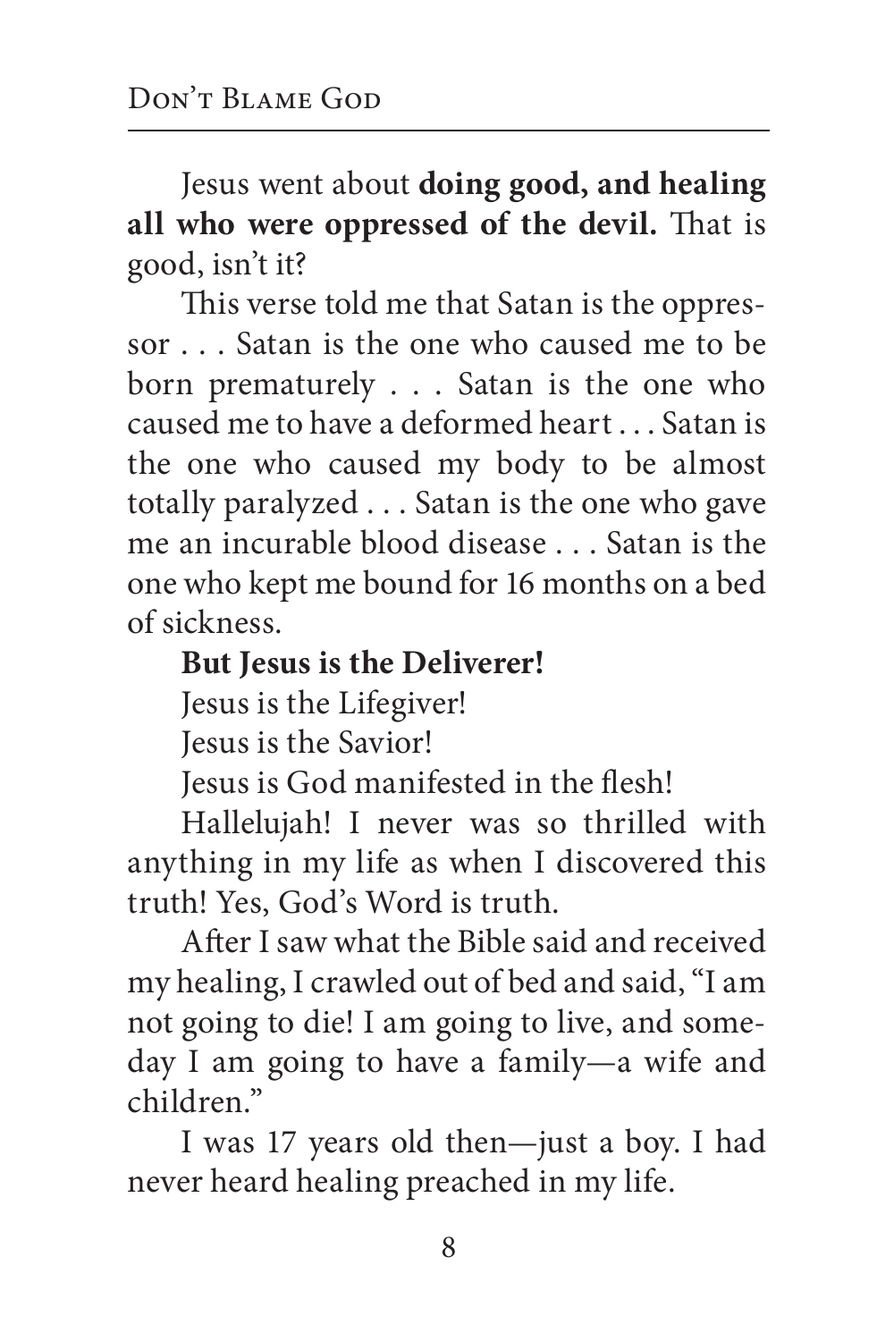Jesus went about **doing good, and healing all who were oppressed of the devil.** That is good, isn't it?

This verse told me that Satan is the oppressor . . . Satan is the one who caused me to be born prematurely . . . Satan is the one who caused me to have a deformed heart . . . Satan is the one who caused my body to be almost totally paralyzed . . . Satan is the one who gave me an incurable blood disease . . . Satan is the one who kept me bound for 16 months on a bed of sickness.

**But Jesus is the Deliverer!**

Jesus is the Lifegiver!

Jesus is the Savior!

Jesus is God manifested in the flesh!

Hallelujah! I never was so thrilled with anything in my life as when I discovered this truth! Yes, God's Word is truth.

After I saw what the Bible said and received my healing, I crawled out of bed and said, "I am not going to die! I am going to live, and someday I am going to have a family—a wife and children."

I was 17 years old then—just a boy. I had never heard healing preached in my life.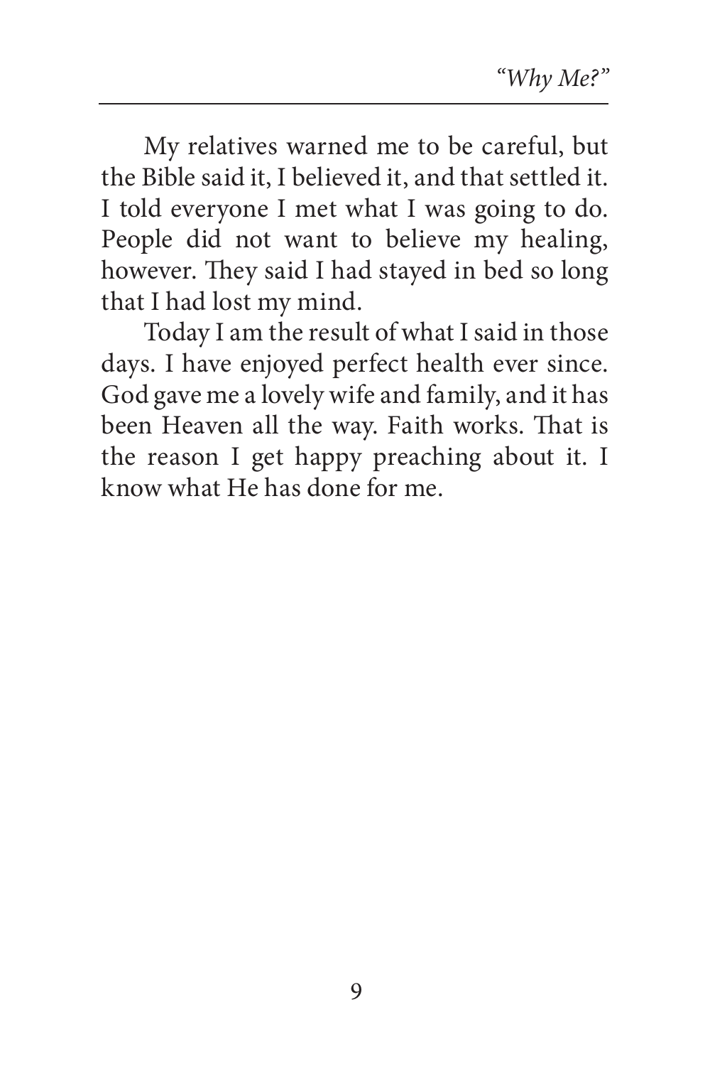My relatives warned me to be careful, but the Bible said it, I believed it, and that settled it. I told everyone I met what I was going to do. People did not want to believe my healing, however. They said I had stayed in bed so long that I had lost my mind.

Today I am the result of what I said in those days. I have enjoyed perfect health ever since. God gave me a lovely wife and family, and it has been Heaven all the way. Faith works. That is the reason I get happy preaching about it. I know what He has done for me.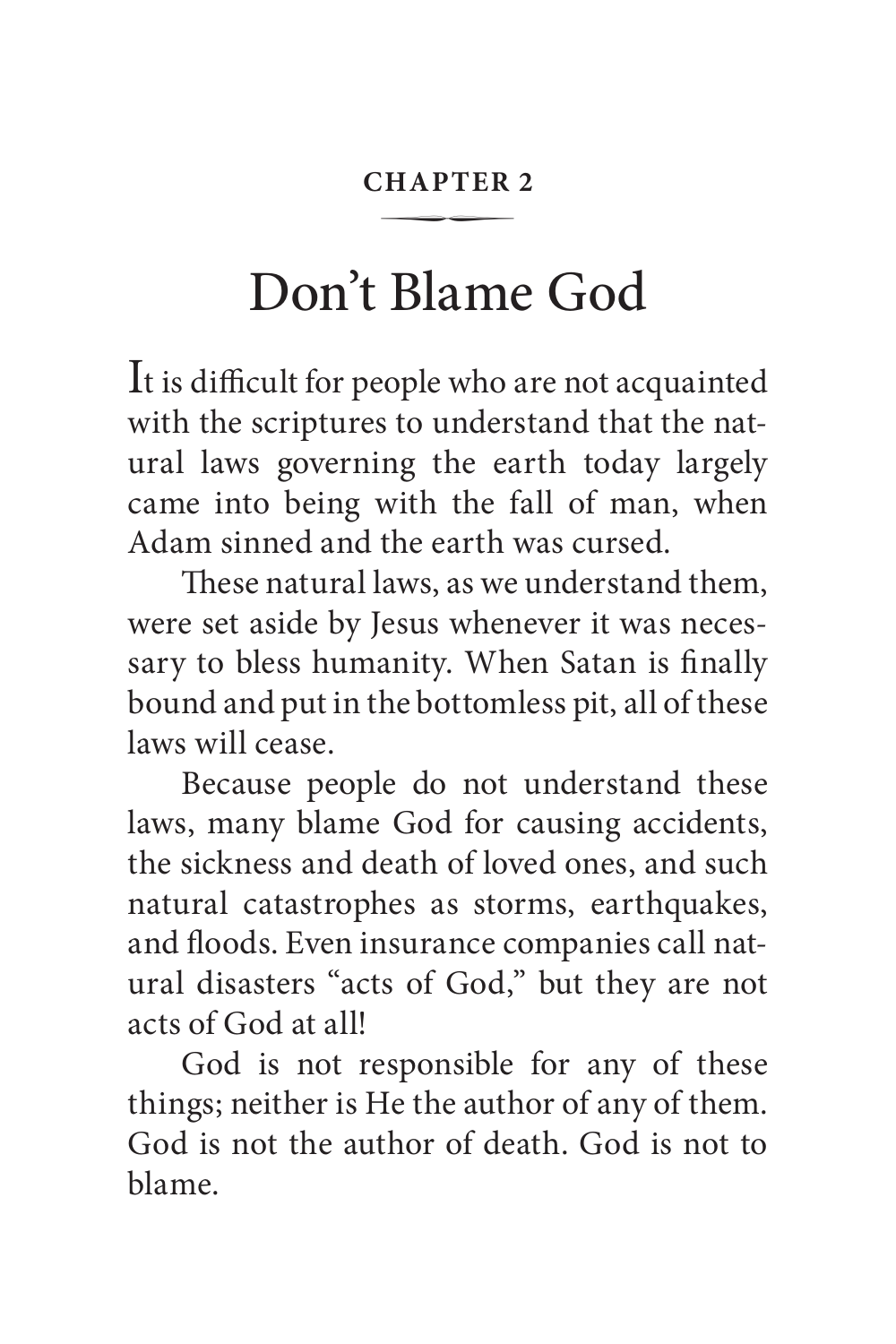**CHAPTER 2**

# Don't Blame God

It is difficult for people who are not acquainted with the scriptures to understand that the natural laws governing the earth today largely came into being with the fall of man, when Adam sinned and the earth was cursed.

These natural laws, as we understand them, were set aside by Jesus whenever it was necessary to bless humanity. When Satan is finally bound and put in the bottomless pit, all of these laws will cease.

Because people do not understand these laws, many blame God for causing accidents, the sickness and death of loved ones, and such natural catastrophes as storms, earthquakes, and floods. Even insurance companies call natural disasters "acts of God," but they are not acts of God at all!

God is not responsible for any of these things; neither is He the author of any of them. God is not the author of death. God is not to blame.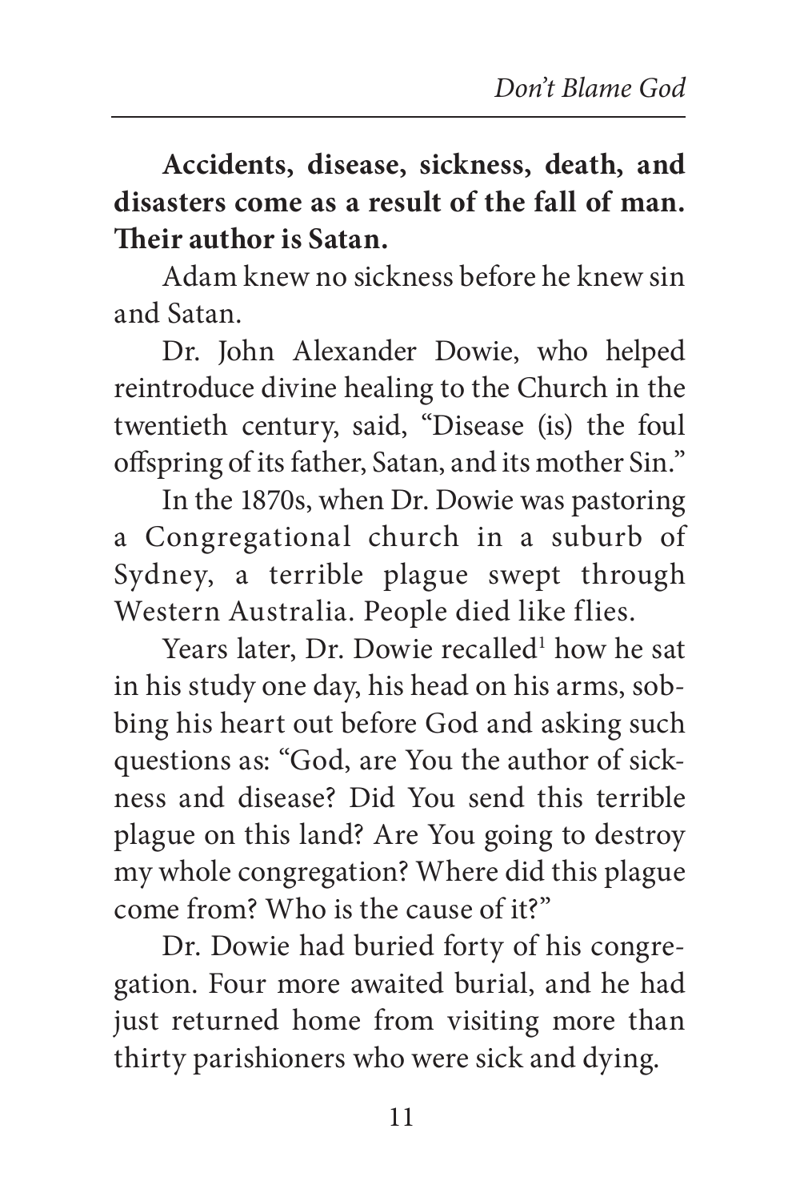**Accidents, disease, sickness, death, and disasters come as a result of the fall of man. Their author is Satan.**

Adam knew no sickness before he knew sin and Satan.

Dr. John Alexander Dowie, who helped reintroduce divine healing to the Church in the twentieth century, said, "Disease (is) the foul offspring of its father, Satan, and its mother Sin."

In the 1870s, when Dr. Dowie was pastoring a Congregational church in a suburb of Sydney, a terrible plague swept through Western Australia. People died like flies.

Years later, Dr. Dowie recalled[1] how he sat in his study one day, his head on his arms, sobbing his heart out before God and asking such questions as: "God, are You the author of sickness and disease? Did You send this terrible plague on this land? Are You going to destroy my whole congregation? Where did this plague come from? Who is the cause of it?"

Dr. Dowie had buried forty of his congregation. Four more awaited burial, and he had just returned home from visiting more than thirty parishioners who were sick and dying.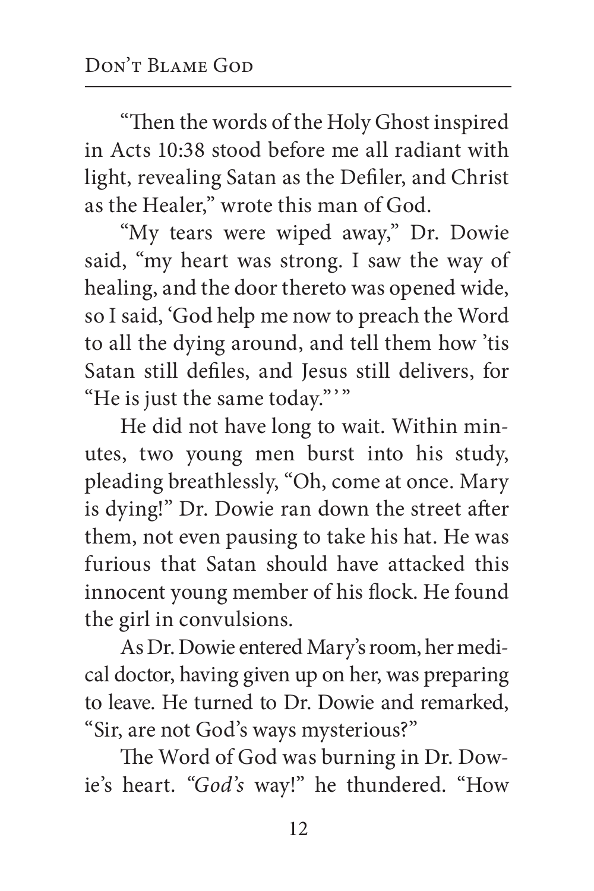"Then the words of the Holy Ghost inspired in Acts 10:38 stood before me all radiant with light, revealing Satan as the Defiler, and Christ as the Healer," wrote this man of God.

"My tears were wiped away," Dr. Dowie said, "my heart was strong. I saw the way of healing, and the door thereto was opened wide, so I said, 'God help me now to preach the Word to all the dying around, and tell them how 'tis Satan still defiles, and Jesus still delivers, for "He is just the same today."'"

He did not have long to wait. Within minutes, two young men burst into his study, pleading breathlessly, "Oh, come at once. Mary is dying!" Dr. Dowie ran down the street after them, not even pausing to take his hat. He was furious that Satan should have attacked this innocent young member of his flock. He found the girl in convulsions.

As Dr. Dowie entered Mary's room, her medical doctor, having given up on her, was preparing to leave. He turned to Dr. Dowie and remarked, "Sir, are not God's ways mysterious?"

The Word of God was burning in Dr. Dowie's heart. *"God's* way!" he thundered. "How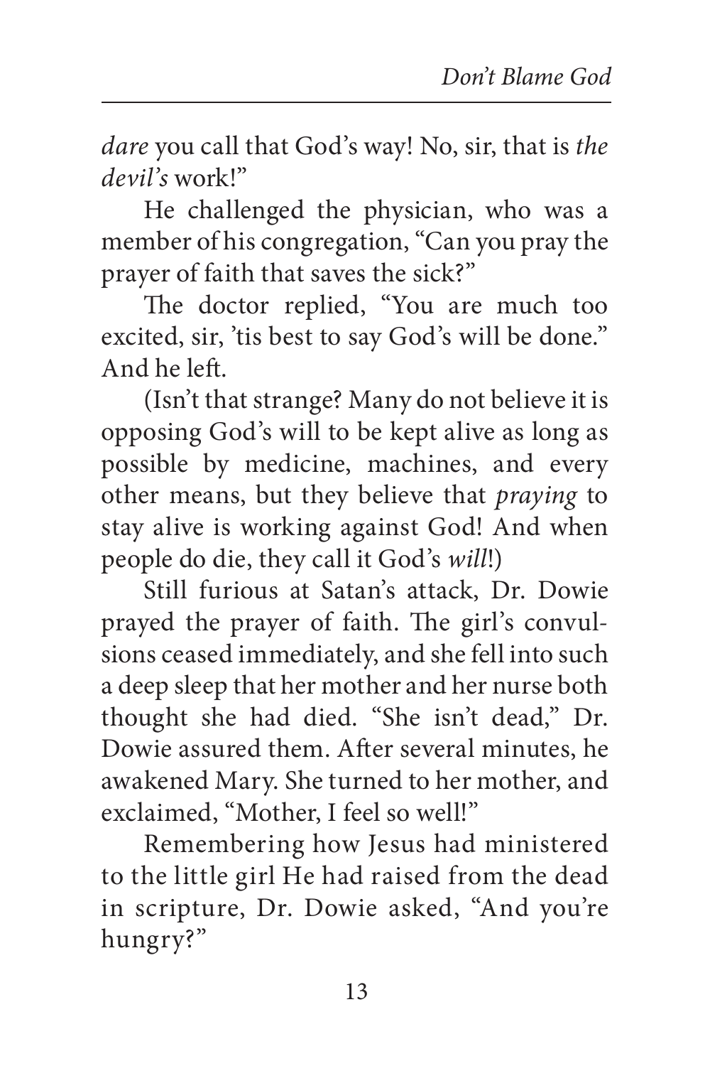*dare* you call that God's way! No, sir, that is *the devil's* work!"

He challenged the physician, who was a member of his congregation, "Can you pray the prayer of faith that saves the sick?"

The doctor replied, "You are much too excited, sir, 'tis best to say God's will be done." And he left.

(Isn't that strange? Many do not believe it is opposing God's will to be kept alive as long as possible by medicine, machines, and every other means, but they believe that *praying* to stay alive is working against God! And when people do die, they call it God's *will*!)

Still furious at Satan's attack, Dr. Dowie prayed the prayer of faith. The girl's convulsions ceased immediately, and she fell into such a deep sleep that her mother and her nurse both thought she had died. "She isn't dead," Dr. Dowie assured them. After several minutes, he awakened Mary. She turned to her mother, and exclaimed, "Mother, I feel so well!"

Remembering how Jesus had ministered to the little girl He had raised from the dead in scripture, Dr. Dowie asked, "And you're hungry?"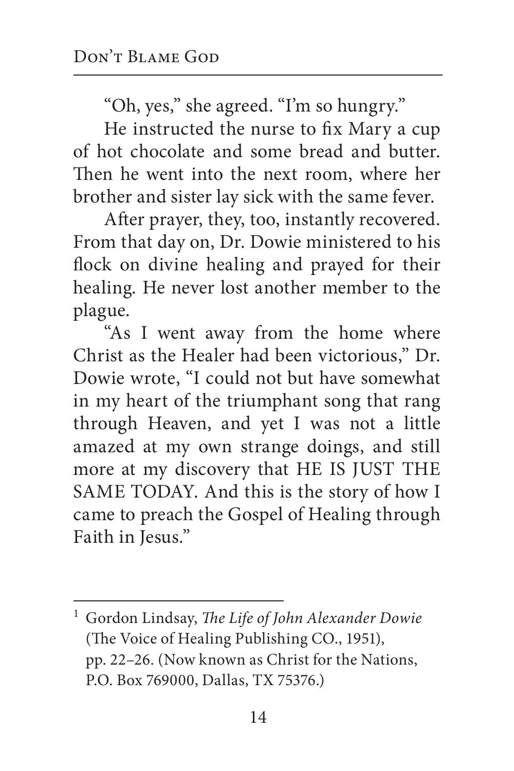"Oh, yes," she agreed. "I'm so hungry."

He instructed the nurse to fix Mary a cup of hot chocolate and some bread and butter. Then he went into the next room, where her brother and sister lay sick with the same fever.

After prayer, they, too, instantly recovered. From that day on, Dr. Dowie ministered to his flock on divine healing and prayed for their healing. He never lost another member to the plague.

"As I went away from the home where Christ as the Healer had been victorious," Dr. Dowie wrote, "I could not but have somewhat in my heart of the triumphant song that rang through Heaven, and yet I was not a little amazed at my own strange doings, and still more at my discovery that HE IS JUST THE SAME TODAY. And this is the story of how I came to preach the Gospel of Healing through Faith in Jesus."

---

[1] Gordon Lindsay, *The Life of John Alexander Dowie* (The Voice of Healing Publishing CO., 1951), pp. 22–26. (Now known as Christ for the Nations, P.O. Box 769000, Dallas, TX 75376.)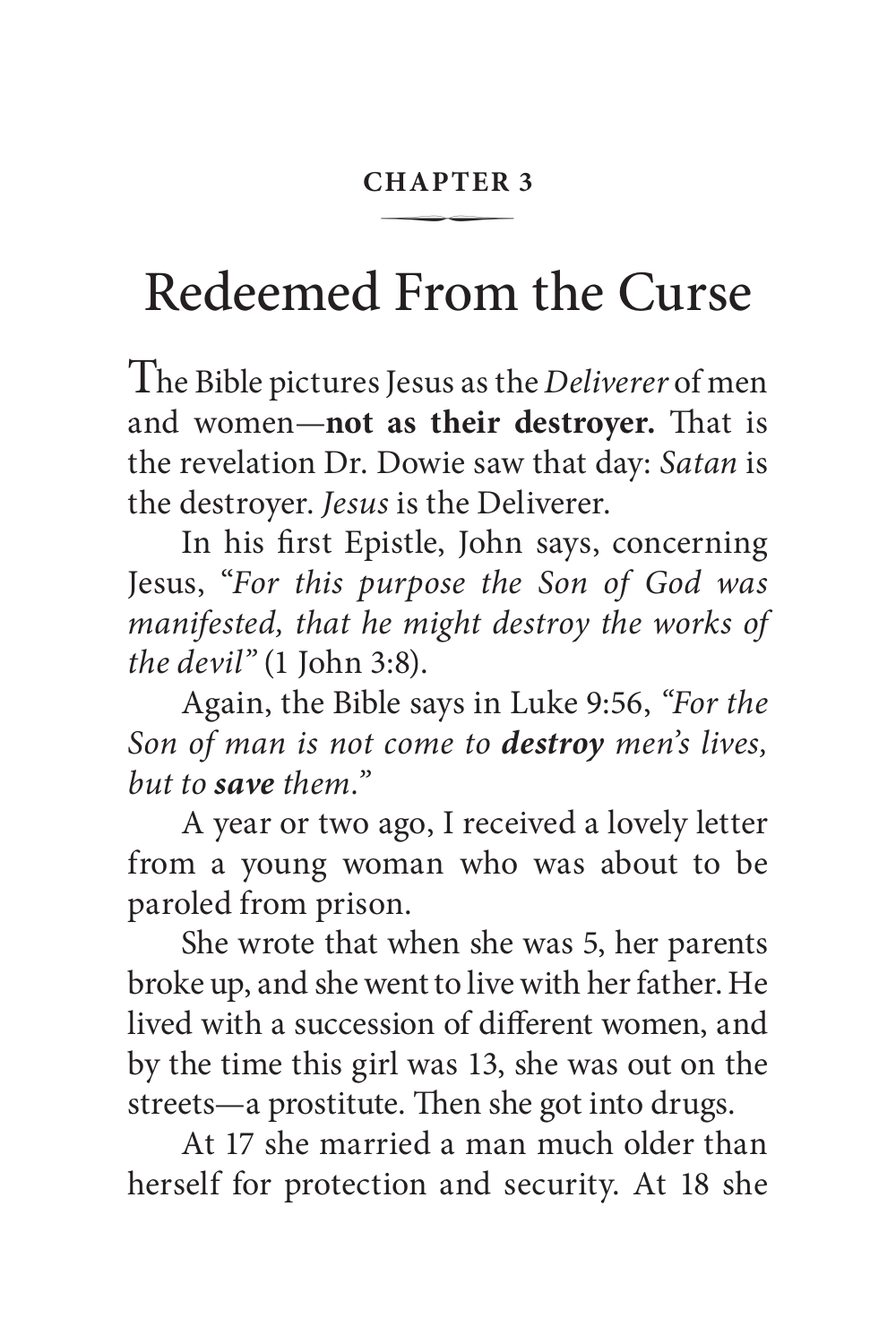**CHAPTER 3**

# Redeemed From the Curse

The Bible pictures Jesus as the *Deliverer* of men and women—**not as their destroyer.** That is the revelation Dr. Dowie saw that day: *Satan* is the destroyer. *Jesus* is the Deliverer.

In his first Epistle, John says, concerning Jesus, *"For this purpose the Son of God was manifested, that he might destroy the works of the devil"* (1 John 3:8).

Again, the Bible says in Luke 9:56, *"For the Son of man is not come to* ***destroy*** *men's lives, but to* ***save*** *them."*

A year or two ago, I received a lovely letter from a young woman who was about to be paroled from prison.

She wrote that when she was 5, her parents broke up, and she went to live with her father. He lived with a succession of different women, and by the time this girl was 13, she was out on the streets—a prostitute. Then she got into drugs.

At 17 she married a man much older than herself for protection and security. At 18 she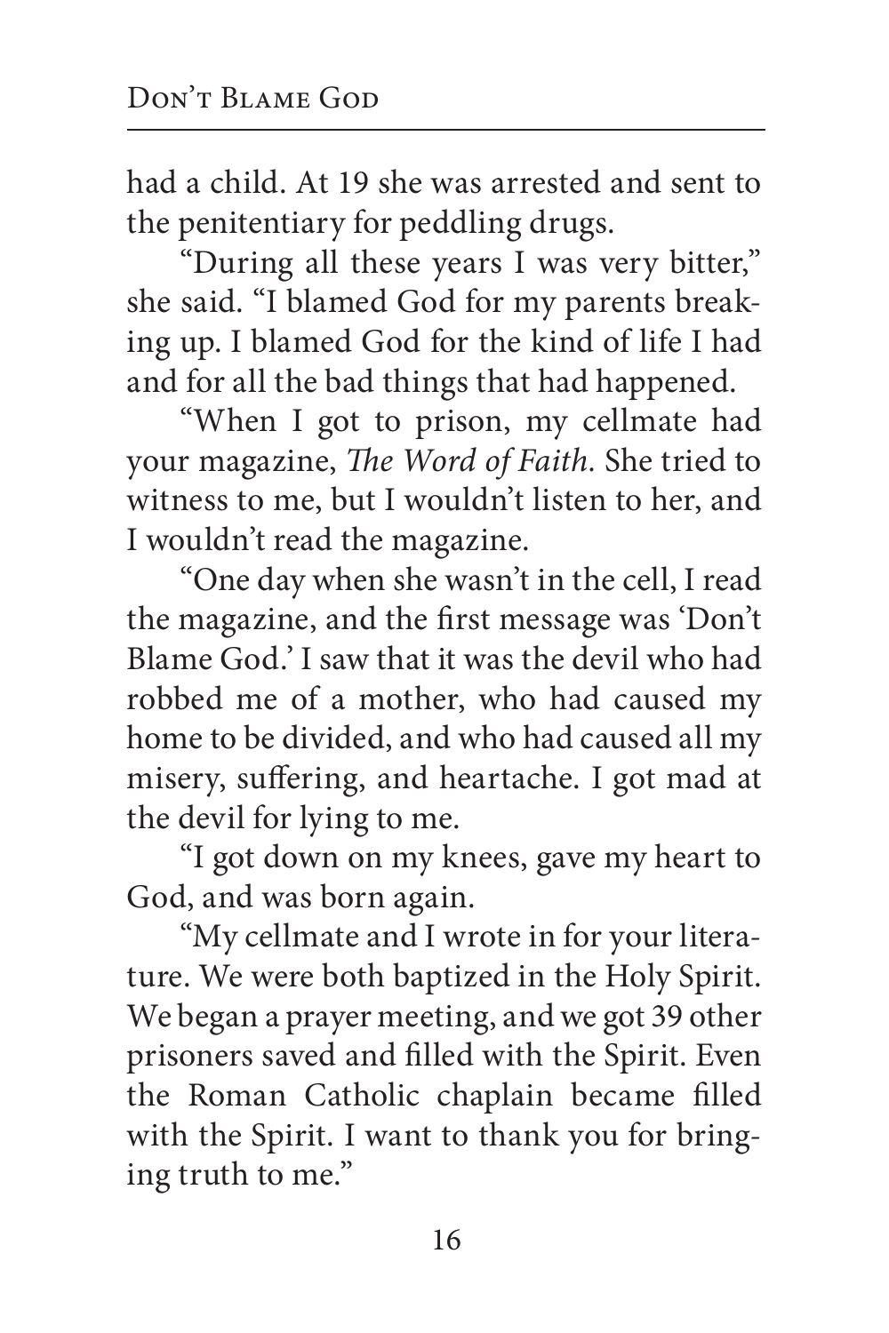had a child. At 19 she was arrested and sent to the penitentiary for peddling drugs.

"During all these years I was very bitter," she said. "I blamed God for my parents breaking up. I blamed God for the kind of life I had and for all the bad things that had happened.

"When I got to prison, my cellmate had your magazine, *The Word of Faith.* She tried to witness to me, but I wouldn't listen to her, and I wouldn't read the magazine.

"One day when she wasn't in the cell, I read the magazine, and the first message was 'Don't Blame God.' I saw that it was the devil who had robbed me of a mother, who had caused my home to be divided, and who had caused all my misery, suffering, and heartache. I got mad at the devil for lying to me.

"I got down on my knees, gave my heart to God, and was born again.

"My cellmate and I wrote in for your literature. We were both baptized in the Holy Spirit. We began a prayer meeting, and we got 39 other prisoners saved and filled with the Spirit. Even the Roman Catholic chaplain became filled with the Spirit. I want to thank you for bringing truth to me."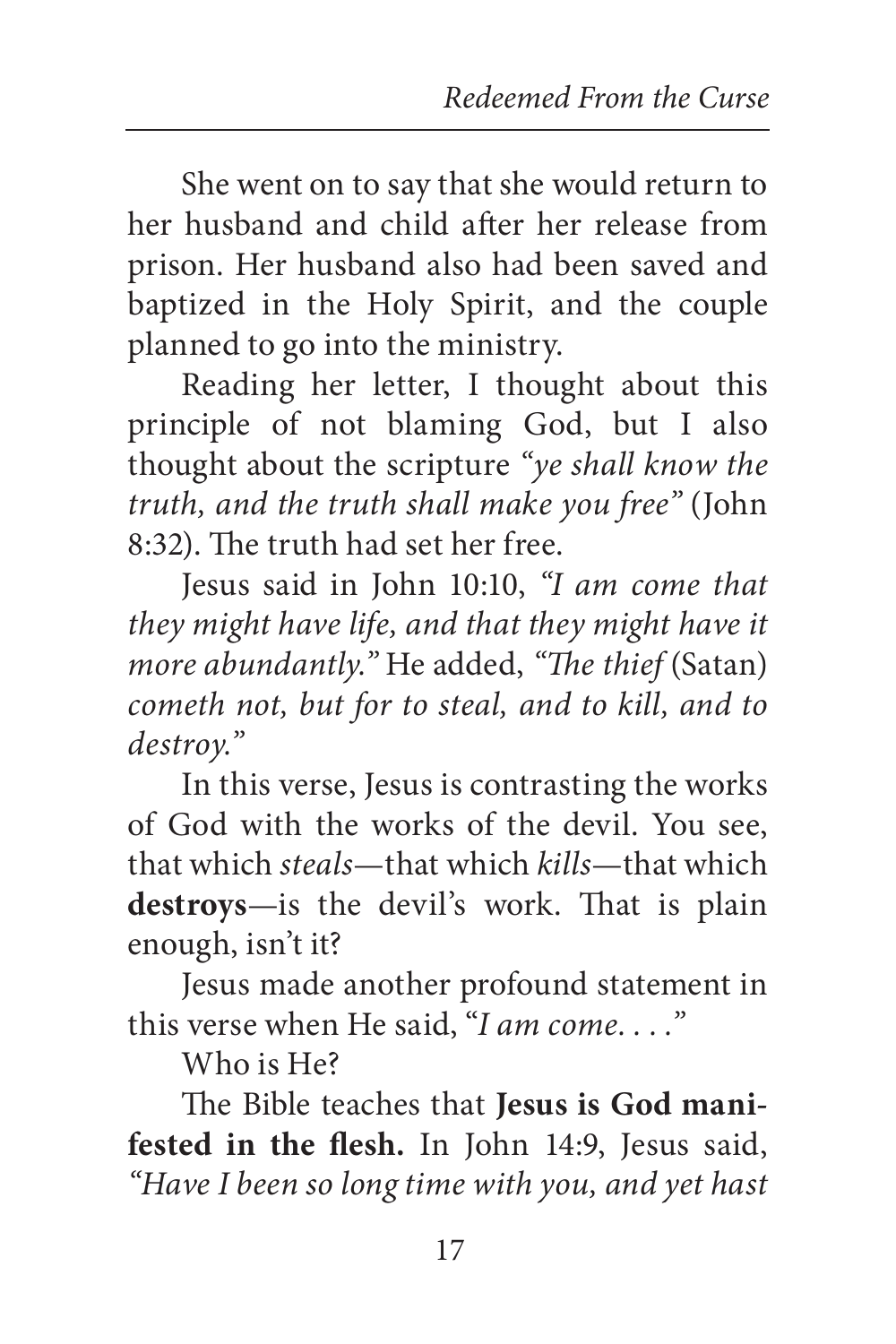She went on to say that she would return to her husband and child after her release from prison. Her husband also had been saved and baptized in the Holy Spirit, and the couple planned to go into the ministry.

Reading her letter, I thought about this principle of not blaming God, but I also thought about the scripture *"ye shall know the truth, and the truth shall make you free"* (John 8:32). The truth had set her free.

Jesus said in John 10:10, *"I am come that they might have life, and that they might have it more abundantly."* He added, *"The thief* (Satan) *cometh not, but for to steal, and to kill, and to destroy."*

In this verse, Jesus is contrasting the works of God with the works of the devil. You see, that which *steals*—that which *kills*—that which **destroys**—is the devil's work. That is plain enough, isn't it?

Jesus made another profound statement in this verse when He said, "*I am come. . . .*"

Who is He?

The Bible teaches that **Jesus is God manifested in the flesh.** In John 14:9, Jesus said, *"Have I been so long time with you, and yet hast*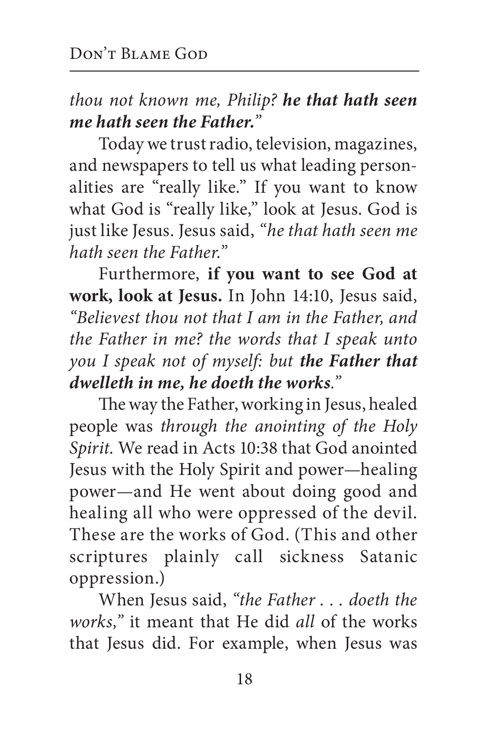*thou not known me, Philip?* ***he that hath seen me hath seen the Father.***"

Today we trust radio, television, magazines, and newspapers to tell us what leading personalities are "really like." If you want to know what God is "really like," look at Jesus. God is just like Jesus. Jesus said, "*he that hath seen me hath seen the Father.*"

Furthermore, **if you want to see God at work, look at Jesus.** In John 14:10, Jesus said, "*Believest thou not that I am in the Father, and the Father in me? the words that I speak unto you I speak not of myself: but* ***the Father that dwelleth in me, he doeth the works***."

The way the Father, working in Jesus, healed people was *through the anointing of the Holy Spirit*. We read in Acts 10:38 that God anointed Jesus with the Holy Spirit and power—healing power—and He went about doing good and healing all who were oppressed of the devil. These are the works of God. (This and other scriptures plainly call sickness Satanic oppression.)

When Jesus said, "*the Father . . . doeth the works,*" it meant that He did *all* of the works that Jesus did. For example, when Jesus was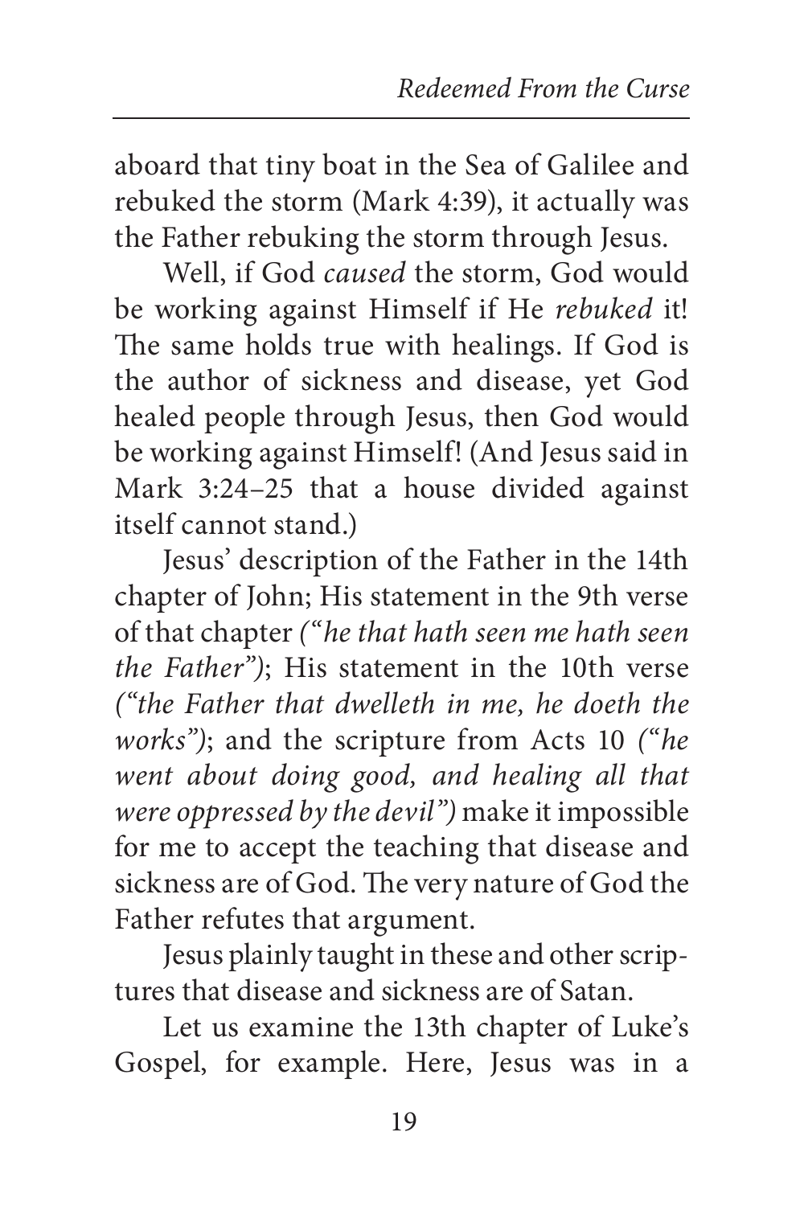aboard that tiny boat in the Sea of Galilee and rebuked the storm (Mark 4:39), it actually was the Father rebuking the storm through Jesus.

Well, if God *caused* the storm, God would be working against Himself if He *rebuked* it! The same holds true with healings. If God is the author of sickness and disease, yet God healed people through Jesus, then God would be working against Himself! (And Jesus said in Mark 3:24–25 that a house divided against itself cannot stand.)

Jesus' description of the Father in the 14th chapter of John; His statement in the 9th verse of that chapter *("he that hath seen me hath seen the Father")*; His statement in the 10th verse *("the Father that dwelleth in me, he doeth the works")*; and the scripture from Acts 10 *("he went about doing good, and healing all that were oppressed by the devil")* make it impossible for me to accept the teaching that disease and sickness are of God. The very nature of God the Father refutes that argument.

Jesus plainly taught in these and other scriptures that disease and sickness are of Satan.

Let us examine the 13th chapter of Luke's Gospel, for example. Here, Jesus was in a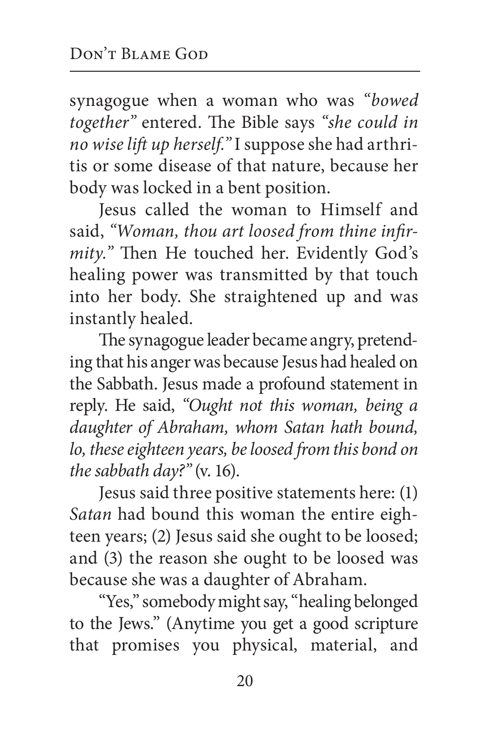synagogue when a woman who was *"bowed together"* entered. The Bible says *"she could in no wise lift up herself."* I suppose she had arthritis or some disease of that nature, because her body was locked in a bent position.

Jesus called the woman to Himself and said, *"Woman, thou art loosed from thine infirmity."* Then He touched her. Evidently God's healing power was transmitted by that touch into her body. She straightened up and was instantly healed.

The synagogue leader became angry, pretending that his anger was because Jesus had healed on the Sabbath. Jesus made a profound statement in reply. He said, *"Ought not this woman, being a daughter of Abraham, whom Satan hath bound, lo, these eighteen years, be loosed from this bond on the sabbath day?"* (v. 16).

Jesus said three positive statements here: (1) *Satan* had bound this woman the entire eighteen years; (2) Jesus said she ought to be loosed; and (3) the reason she ought to be loosed was because she was a daughter of Abraham.

"Yes," somebody might say, "healing belonged to the Jews." (Anytime you get a good scripture that promises you physical, material, and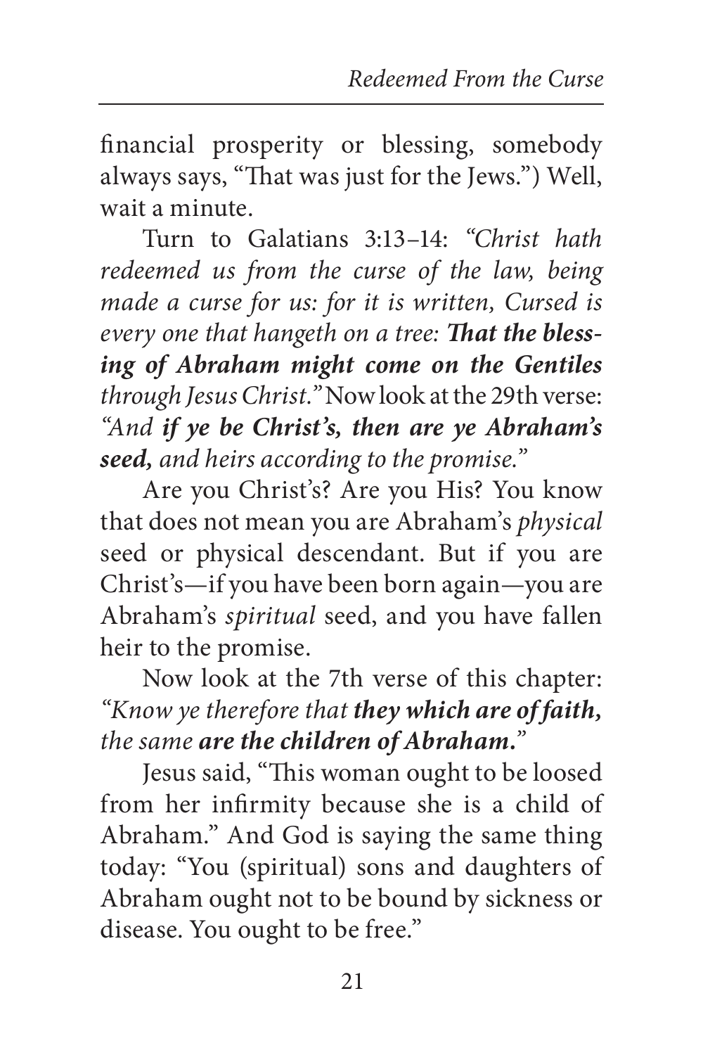financial prosperity or blessing, somebody always says, "That was just for the Jews.") Well, wait a minute.

Turn to Galatians 3:13–14: *"Christ hath redeemed us from the curse of the law, being made a curse for us: for it is written, Cursed is every one that hangeth on a tree:* ***That the blessing of Abraham might come on the Gentiles*** *through Jesus Christ."* Now look at the 29th verse: *"And* ***if ye be Christ's, then are ye Abraham's seed,*** *and heirs according to the promise."*

Are you Christ's? Are you His? You know that does not mean you are Abraham's *physical* seed or physical descendant. But if you are Christ's—if you have been born again—you are Abraham's *spiritual* seed, and you have fallen heir to the promise.

Now look at the 7th verse of this chapter: *"Know ye therefore that* ***they which are of faith,*** *the same* ***are the children of Abraham.****"*

Jesus said, "This woman ought to be loosed from her infirmity because she is a child of Abraham." And God is saying the same thing today: "You (spiritual) sons and daughters of Abraham ought not to be bound by sickness or disease. You ought to be free."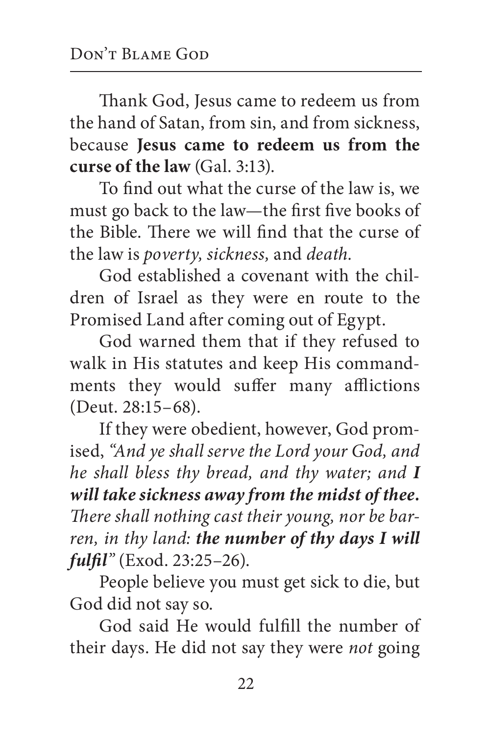Thank God, Jesus came to redeem us from the hand of Satan, from sin, and from sickness, because **Jesus came to redeem us from the curse of the law** (Gal. 3:13).

To find out what the curse of the law is, we must go back to the law—the first five books of the Bible. There we will find that the curse of the law is *poverty, sickness,* and *death.*

God established a covenant with the children of Israel as they were en route to the Promised Land after coming out of Egypt.

God warned them that if they refused to walk in His statutes and keep His commandments they would suffer many afflictions (Deut. 28:15–68).

If they were obedient, however, God promised, *"And ye shall serve the Lord your God, and he shall bless thy bread, and thy water; and **I will take sickness away from the midst of thee.*** *There shall nothing cast their young, nor be barren, in thy land: **the number of thy days I will fulfil**"* (Exod. 23:25–26).

People believe you must get sick to die, but God did not say so.

God said He would fulfill the number of their days. He did not say they were *not* going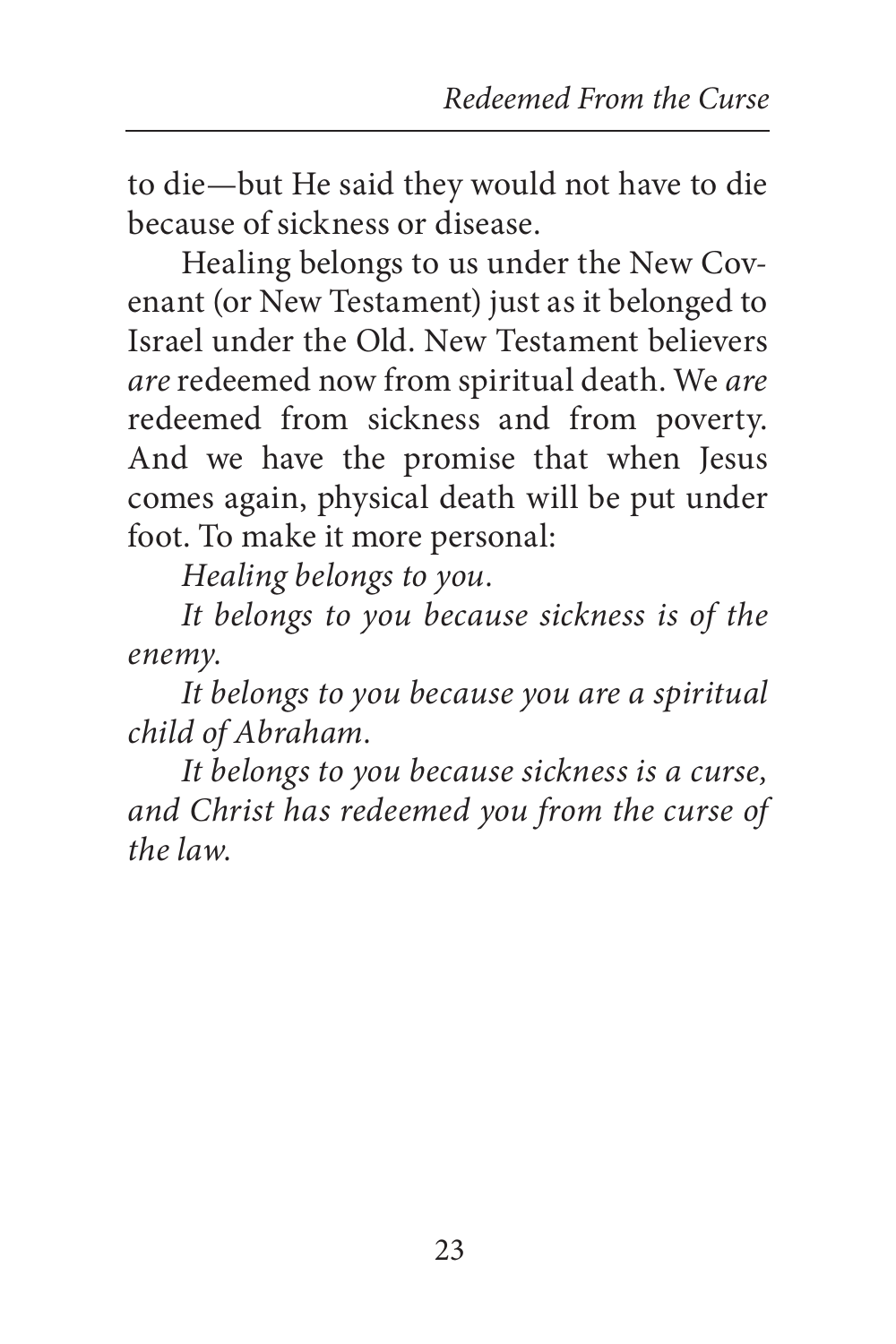to die—but He said they would not have to die because of sickness or disease.

Healing belongs to us under the New Covenant (or New Testament) just as it belonged to Israel under the Old. New Testament believers *are* redeemed now from spiritual death. We *are* redeemed from sickness and from poverty. And we have the promise that when Jesus comes again, physical death will be put under foot. To make it more personal:

*Healing belongs to you.*

*It belongs to you because sickness is of the enemy.*

*It belongs to you because you are a spiritual child of Abraham.*

*It belongs to you because sickness is a curse, and Christ has redeemed you from the curse of the law.*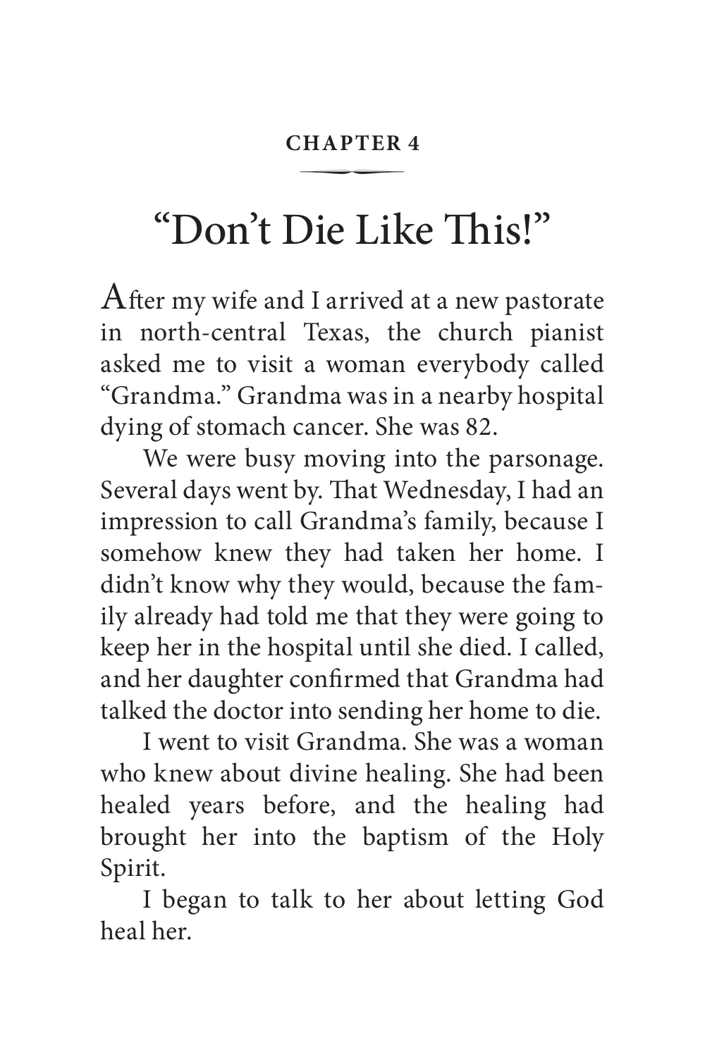# CHAPTER 4

# "Don't Die Like This!"

After my wife and I arrived at a new pastorate in north-central Texas, the church pianist asked me to visit a woman everybody called "Grandma." Grandma was in a nearby hospital dying of stomach cancer. She was 82.

We were busy moving into the parsonage. Several days went by. That Wednesday, I had an impression to call Grandma's family, because I somehow knew they had taken her home. I didn't know why they would, because the family already had told me that they were going to keep her in the hospital until she died. I called, and her daughter confirmed that Grandma had talked the doctor into sending her home to die.

I went to visit Grandma. She was a woman who knew about divine healing. She had been healed years before, and the healing had brought her into the baptism of the Holy Spirit.

I began to talk to her about letting God heal her.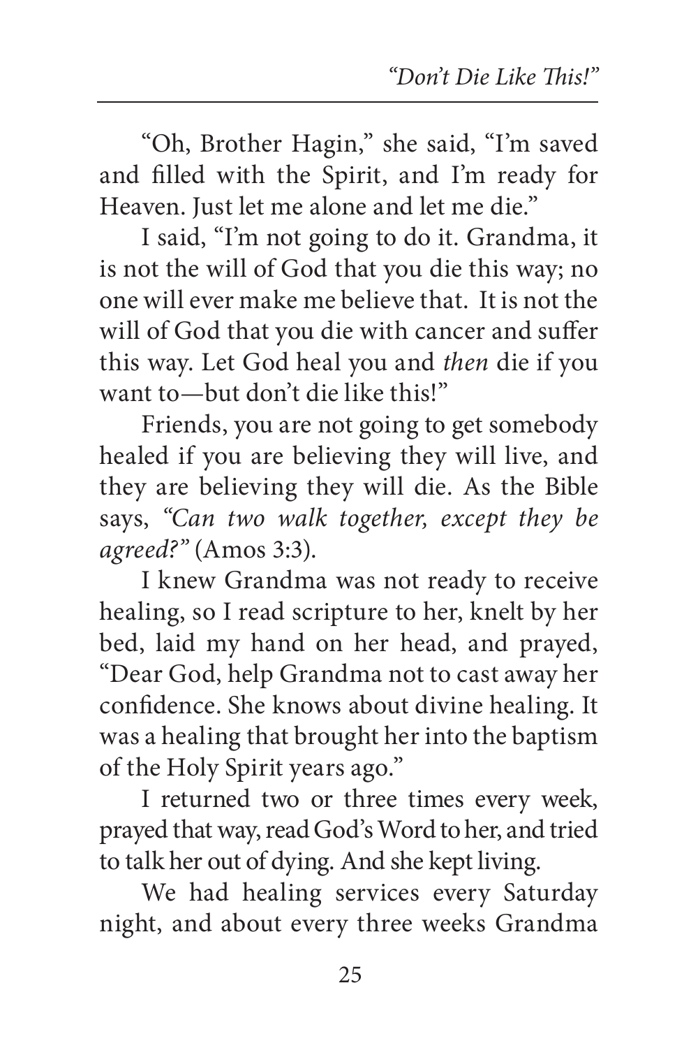"Oh, Brother Hagin," she said, "I'm saved and filled with the Spirit, and I'm ready for Heaven. Just let me alone and let me die."

I said, "I'm not going to do it. Grandma, it is not the will of God that you die this way; no one will ever make me believe that. It is not the will of God that you die with cancer and suffer this way. Let God heal you and *then* die if you want to—but don't die like this!"

Friends, you are not going to get somebody healed if you are believing they will live, and they are believing they will die. As the Bible says, *"Can two walk together, except they be agreed?"* (Amos 3:3).

I knew Grandma was not ready to receive healing, so I read scripture to her, knelt by her bed, laid my hand on her head, and prayed, "Dear God, help Grandma not to cast away her confidence. She knows about divine healing. It was a healing that brought her into the baptism of the Holy Spirit years ago."

I returned two or three times every week, prayed that way, read God's Word to her, and tried to talk her out of dying. And she kept living.

We had healing services every Saturday night, and about every three weeks Grandma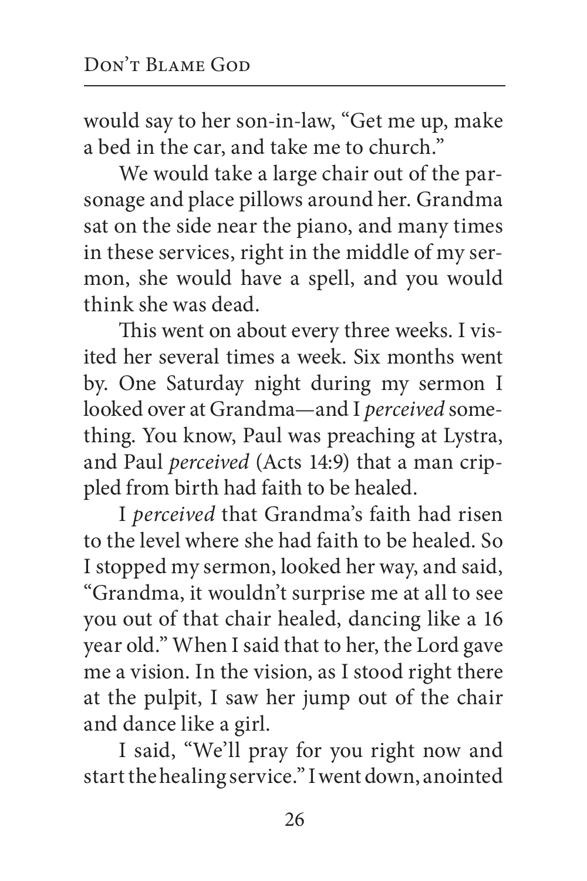would say to her son-in-law, "Get me up, make a bed in the car, and take me to church."

We would take a large chair out of the parsonage and place pillows around her. Grandma sat on the side near the piano, and many times in these services, right in the middle of my sermon, she would have a spell, and you would think she was dead.

This went on about every three weeks. I visited her several times a week. Six months went by. One Saturday night during my sermon I looked over at Grandma—and I *perceived* something. You know, Paul was preaching at Lystra, and Paul *perceived* (Acts 14:9) that a man crippled from birth had faith to be healed.

I *perceived* that Grandma's faith had risen to the level where she had faith to be healed. So I stopped my sermon, looked her way, and said, "Grandma, it wouldn't surprise me at all to see you out of that chair healed, dancing like a 16 year old." When I said that to her, the Lord gave me a vision. In the vision, as I stood right there at the pulpit, I saw her jump out of the chair and dance like a girl.

I said, "We'll pray for you right now and start the healing service." I went down, anointed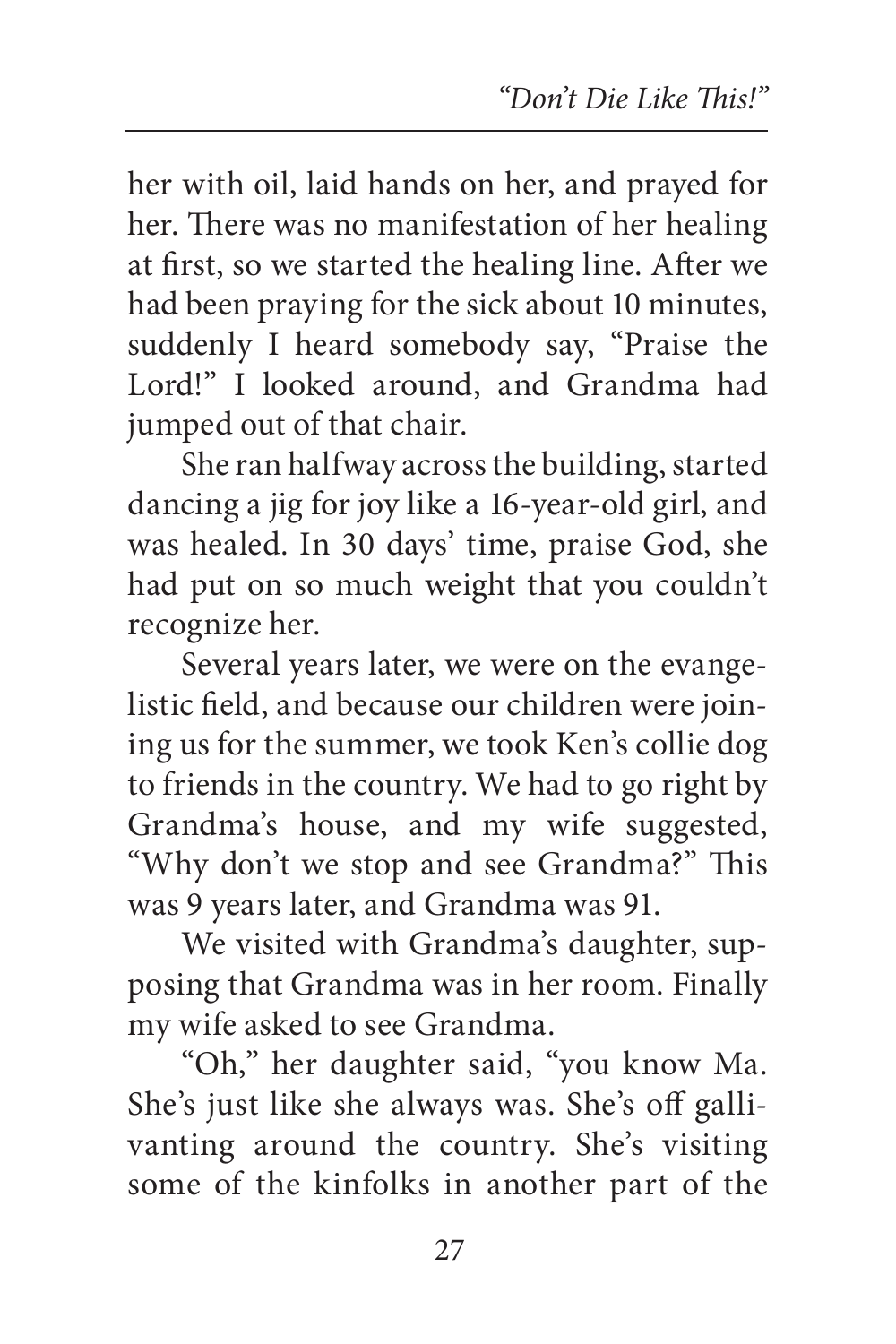her with oil, laid hands on her, and prayed for her. There was no manifestation of her healing at first, so we started the healing line. After we had been praying for the sick about 10 minutes, suddenly I heard somebody say, "Praise the Lord!" I looked around, and Grandma had jumped out of that chair.

She ran halfway across the building, started dancing a jig for joy like a 16-year-old girl, and was healed. In 30 days' time, praise God, she had put on so much weight that you couldn't recognize her.

Several years later, we were on the evangelistic field, and because our children were joining us for the summer, we took Ken's collie dog to friends in the country. We had to go right by Grandma's house, and my wife suggested, "Why don't we stop and see Grandma?" This was 9 years later, and Grandma was 91.

We visited with Grandma's daughter, supposing that Grandma was in her room. Finally my wife asked to see Grandma.

"Oh," her daughter said, "you know Ma. She's just like she always was. She's off gallivanting around the country. She's visiting some of the kinfolks in another part of the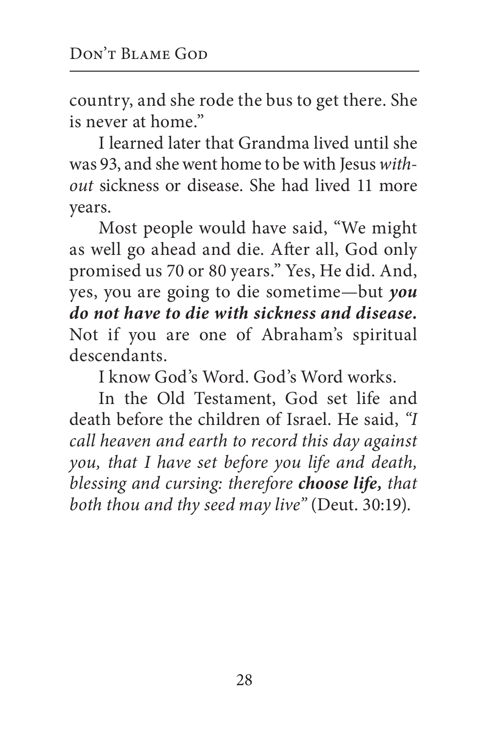country, and she rode the bus to get there. She is never at home."

I learned later that Grandma lived until she was 93, and she went home to be with Jesus *without* sickness or disease. She had lived 11 more years.

Most people would have said, "We might as well go ahead and die. After all, God only promised us 70 or 80 years." Yes, He did. And, yes, you are going to die sometime—but ***you do not have to die with sickness and disease.*** Not if you are one of Abraham's spiritual descendants.

I know God's Word. God's Word works.

In the Old Testament, God set life and death before the children of Israel. He said, *"I call heaven and earth to record this day against you, that I have set before you life and death, blessing and cursing: therefore **choose life,** that both thou and thy seed may live"* (Deut. 30:19).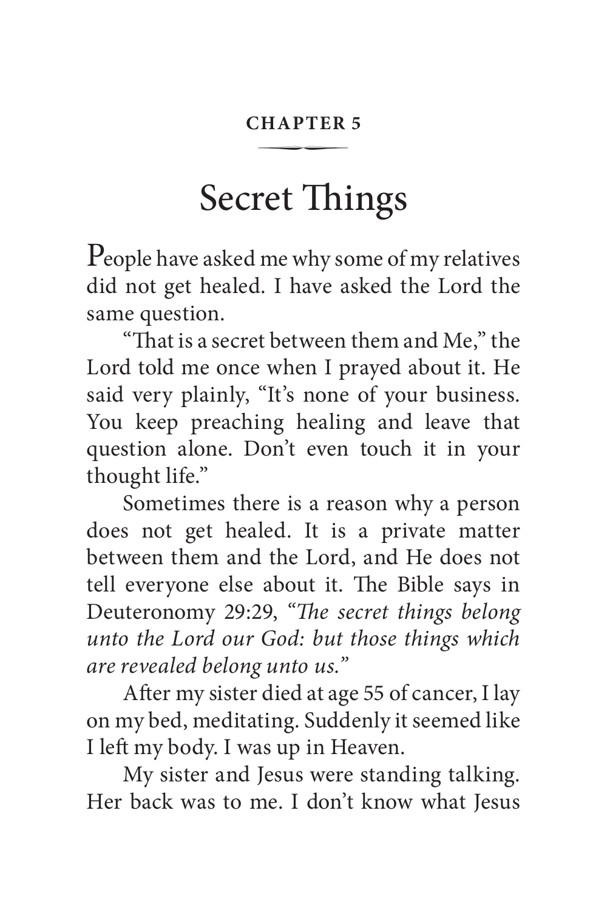**CHAPTER 5**

# Secret Things

People have asked me why some of my relatives did not get healed. I have asked the Lord the same question.

"That is a secret between them and Me," the Lord told me once when I prayed about it. He said very plainly, "It's none of your business. You keep preaching healing and leave that question alone. Don't even touch it in your thought life."

Sometimes there is a reason why a person does not get healed. It is a private matter between them and the Lord, and He does not tell everyone else about it. The Bible says in Deuteronomy 29:29, "*The secret things belong unto the Lord our God: but those things which are revealed belong unto us.*"

After my sister died at age 55 of cancer, I lay on my bed, meditating. Suddenly it seemed like I left my body. I was up in Heaven.

My sister and Jesus were standing talking. Her back was to me. I don't know what Jesus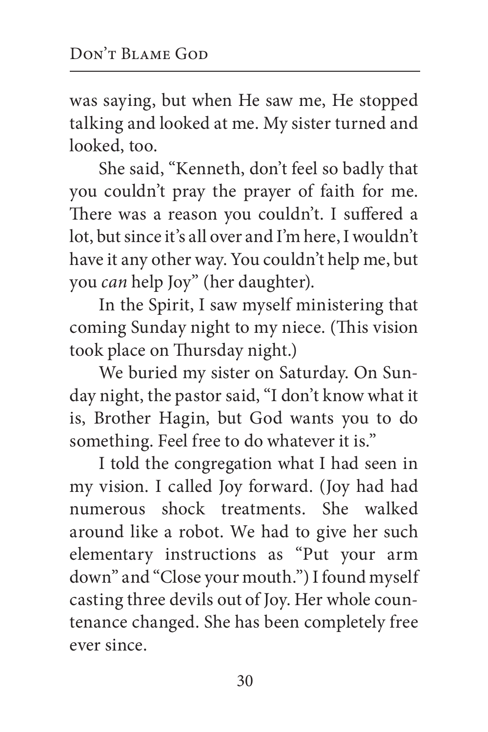was saying, but when He saw me, He stopped talking and looked at me. My sister turned and looked, too.

She said, "Kenneth, don't feel so badly that you couldn't pray the prayer of faith for me. There was a reason you couldn't. I suffered a lot, but since it's all over and I'm here, I wouldn't have it any other way. You couldn't help me, but you *can* help Joy" (her daughter).

In the Spirit, I saw myself ministering that coming Sunday night to my niece. (This vision took place on Thursday night.)

We buried my sister on Saturday. On Sunday night, the pastor said, "I don't know what it is, Brother Hagin, but God wants you to do something. Feel free to do whatever it is."

I told the congregation what I had seen in my vision. I called Joy forward. (Joy had had numerous shock treatments. She walked around like a robot. We had to give her such elementary instructions as "Put your arm down" and "Close your mouth.") I found myself casting three devils out of Joy. Her whole countenance changed. She has been completely free ever since.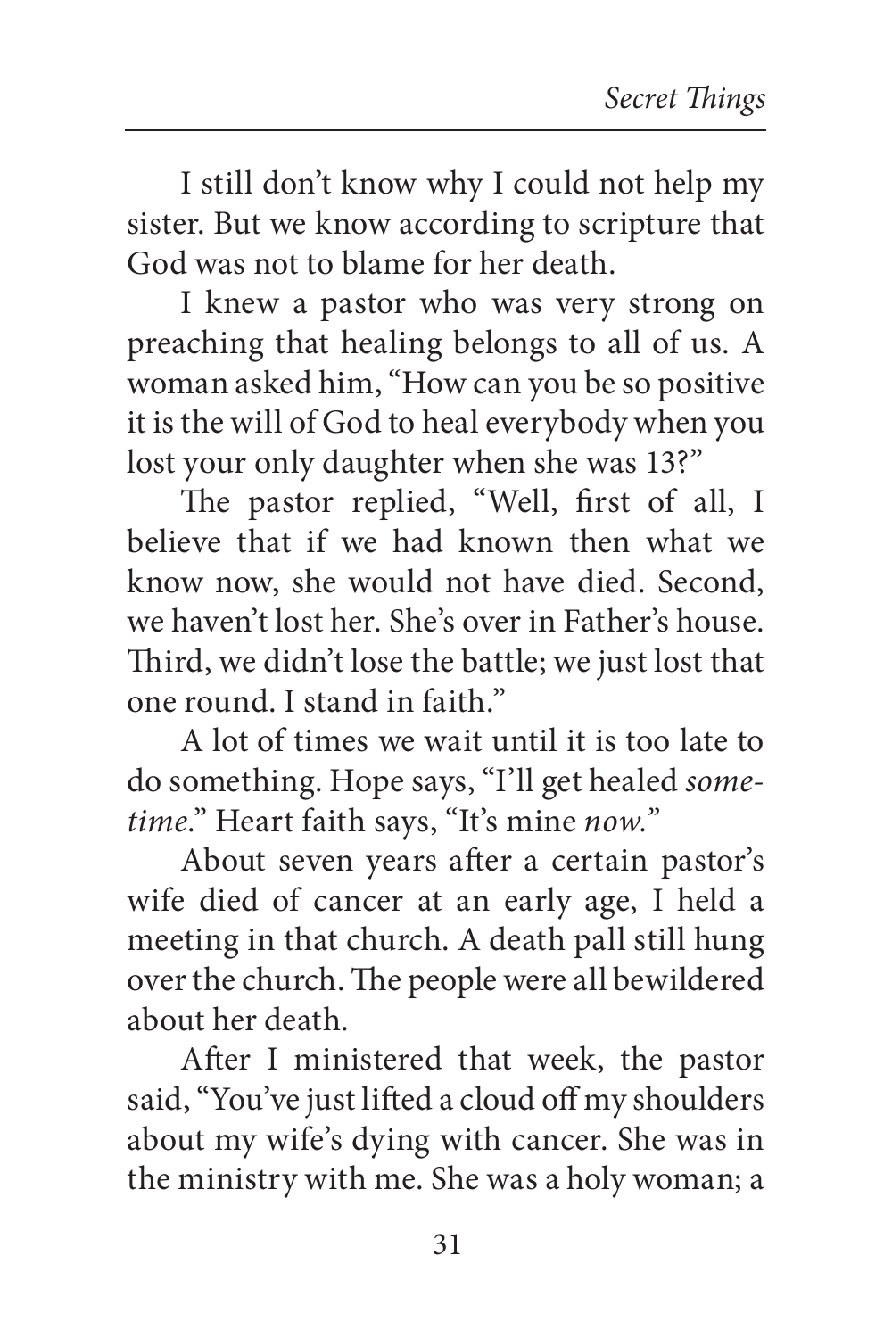I still don't know why I could not help my sister. But we know according to scripture that God was not to blame for her death.

I knew a pastor who was very strong on preaching that healing belongs to all of us. A woman asked him, "How can you be so positive it is the will of God to heal everybody when you lost your only daughter when she was 13?"

The pastor replied, "Well, first of all, I believe that if we had known then what we know now, she would not have died. Second, we haven't lost her. She's over in Father's house. Third, we didn't lose the battle; we just lost that one round. I stand in faith."

A lot of times we wait until it is too late to do something. Hope says, "I'll get healed *sometime*." Heart faith says, "It's mine *now*."

About seven years after a certain pastor's wife died of cancer at an early age, I held a meeting in that church. A death pall still hung over the church. The people were all bewildered about her death.

After I ministered that week, the pastor said, "You've just lifted a cloud off my shoulders about my wife's dying with cancer. She was in the ministry with me. She was a holy woman; a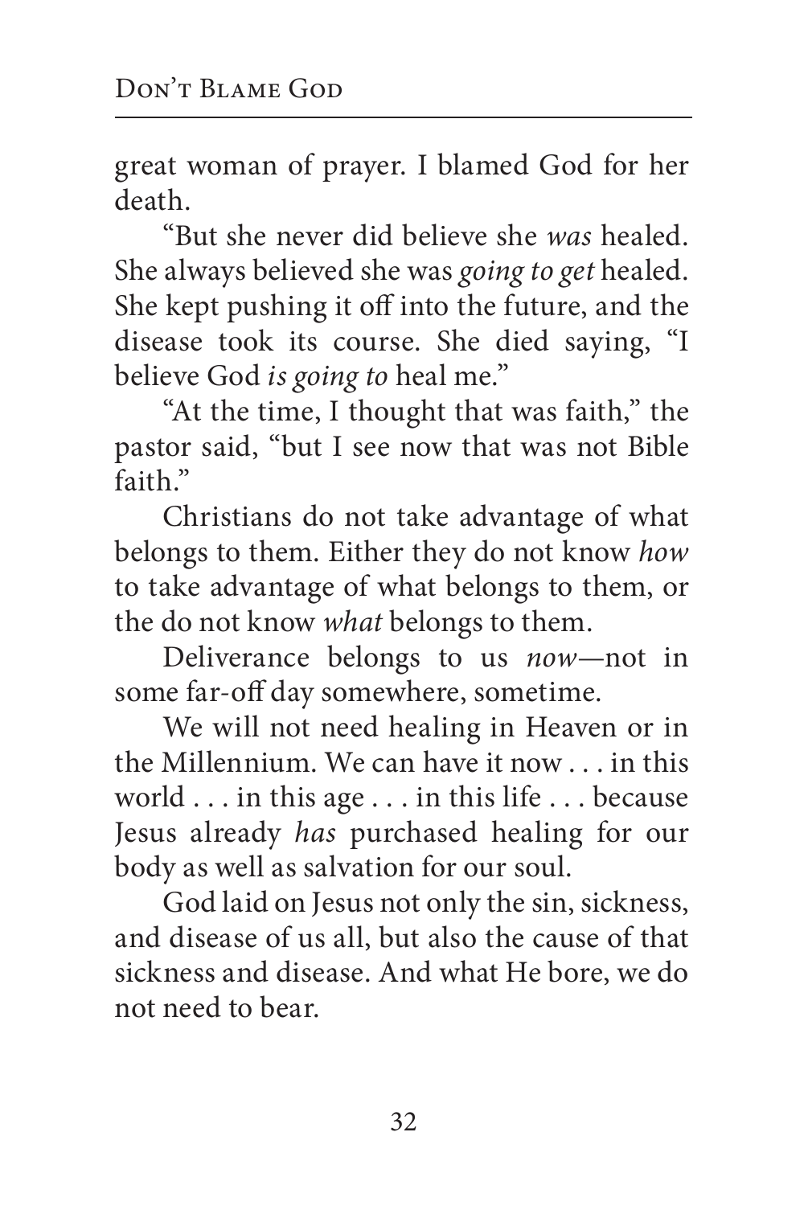great woman of prayer. I blamed God for her death.

"But she never did believe she *was* healed. She always believed she was *going to get* healed. She kept pushing it off into the future, and the disease took its course. She died saying, "I believe God *is going to* heal me."

"At the time, I thought that was faith," the pastor said, "but I see now that was not Bible faith."

Christians do not take advantage of what belongs to them. Either they do not know *how* to take advantage of what belongs to them, or the do not know *what* belongs to them.

Deliverance belongs to us *now*—not in some far-off day somewhere, sometime.

We will not need healing in Heaven or in the Millennium. We can have it now . . . in this world . . . in this age . . . in this life . . . because Jesus already *has* purchased healing for our body as well as salvation for our soul.

God laid on Jesus not only the sin, sickness, and disease of us all, but also the cause of that sickness and disease. And what He bore, we do not need to bear.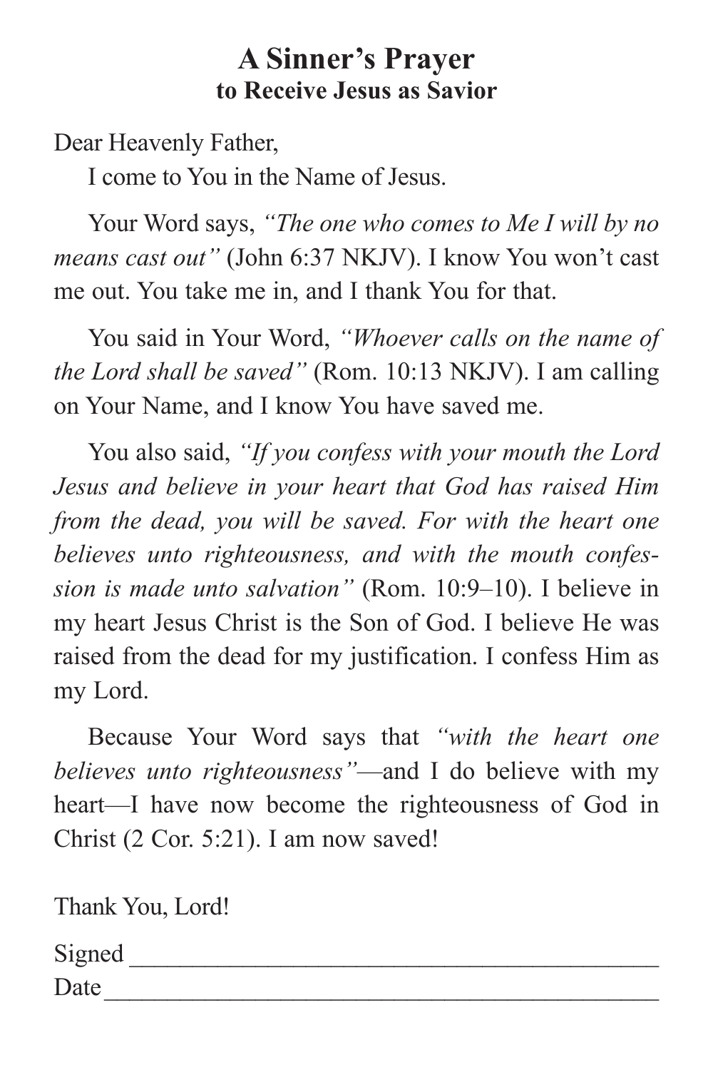# A Sinner's Prayer
## to Receive Jesus as Savior

Dear Heavenly Father,

I come to You in the Name of Jesus.

Your Word says, *"The one who comes to Me I will by no means cast out"* (John 6:37 NKJV). I know You won't cast me out. You take me in, and I thank You for that.

You said in Your Word, *"Whoever calls on the name of the Lord shall be saved"* (Rom. 10:13 NKJV). I am calling on Your Name, and I know You have saved me.

You also said, *"If you confess with your mouth the Lord Jesus and believe in your heart that God has raised Him from the dead, you will be saved. For with the heart one believes unto righteousness, and with the mouth confession is made unto salvation"* (Rom. 10:9–10). I believe in my heart Jesus Christ is the Son of God. I believe He was raised from the dead for my justification. I confess Him as my Lord.

Because Your Word says that *"with the heart one believes unto righteousness"*—and I do believe with my heart—I have now become the righteousness of God in Christ (2 Cor. 5:21). I am now saved!

Thank You, Lord!

Signed ________________________________________

Date __________________________________________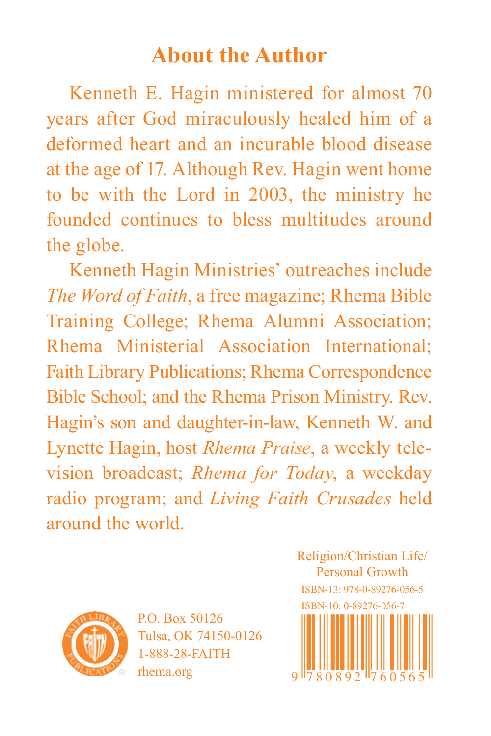## About the Author

Kenneth E. Hagin ministered for almost 70 years after God miraculously healed him of a deformed heart and an incurable blood disease at the age of 17. Although Rev. Hagin went home to be with the Lord in 2003, the ministry he founded continues to bless multitudes around the globe.

Kenneth Hagin Ministries' outreaches include *The Word of Faith*, a free magazine; Rhema Bible Training College; Rhema Alumni Association; Rhema Ministerial Association International; Faith Library Publications; Rhema Correspondence Bible School; and the Rhema Prison Ministry. Rev. Hagin's son and daughter-in-law, Kenneth W. and Lynette Hagin, host *Rhema Praise*, a weekly television broadcast; *Rhema for Today*, a weekday radio program; and *Living Faith Crusades* held around the world.

Religion/Christian Life/
Personal Growth

ISBN-13: 978-0-89276-056-5
ISBN-10: 0-89276-056-7

9 780892 760565

P.O. Box 50126
Tulsa, OK 74150-0126
1-888-28-FAITH
rhema.org